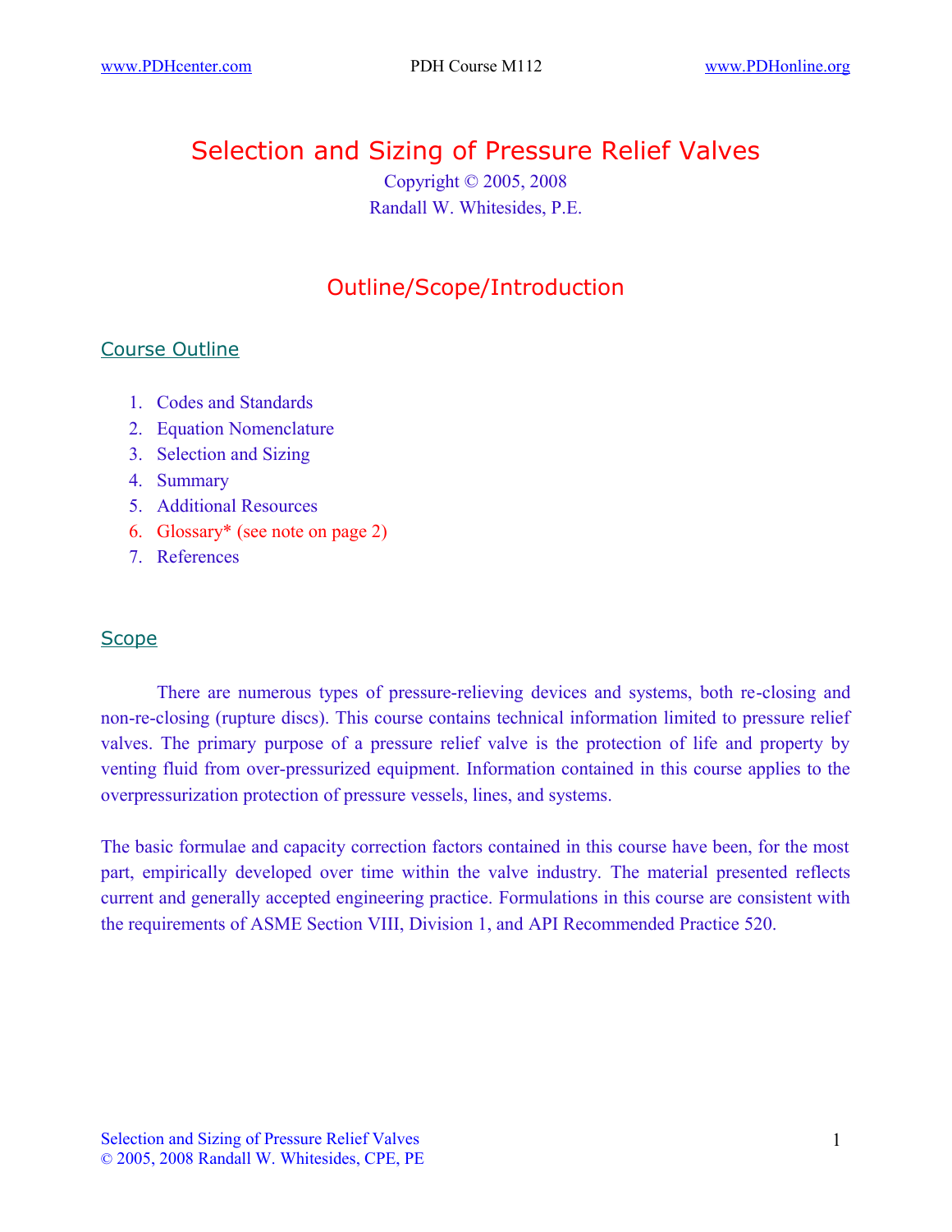# Selection and Sizing of Pressure Relief Valves

Copyright © 2005, 2008
Randall W. Whitesides, P.E.

## Outline/Scope/Introduction

### Course Outline

1. Codes and Standards
2. Equation Nomenclature
3. Selection and Sizing
4. Summary
5. Additional Resources
6. Glossary* (see note on page 2)
7. References

### Scope

There are numerous types of pressure-relieving devices and systems, both re-closing and non-re-closing (rupture discs). This course contains technical information limited to pressure relief valves. The primary purpose of a pressure relief valve is the protection of life and property by venting fluid from over-pressurized equipment. Information contained in this course applies to the overpressurization protection of pressure vessels, lines, and systems.

The basic formulae and capacity correction factors contained in this course have been, for the most part, empirically developed over time within the valve industry. The material presented reflects current and generally accepted engineering practice. Formulations in this course are consistent with the requirements of ASME Section VIII, Division 1, and API Recommended Practice 520.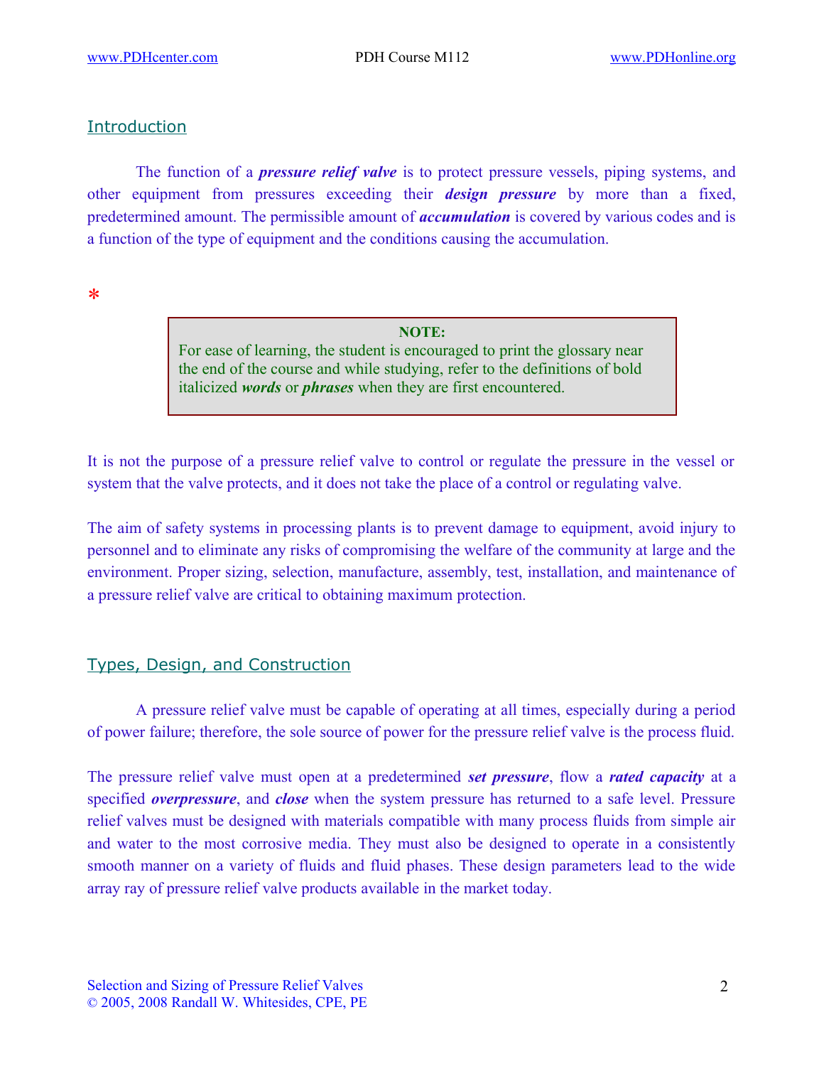## Introduction

The function of a ***pressure relief valve*** is to protect pressure vessels, piping systems, and other equipment from pressures exceeding their ***design pressure*** by more than a fixed, predetermined amount. The permissible amount of ***accumulation*** is covered by various codes and is a function of the type of equipment and the conditions causing the accumulation.

*

> **NOTE:**
> For ease of learning, the student is encouraged to print the glossary near the end of the course and while studying, refer to the definitions of bold italicized ***words*** or ***phrases*** when they are first encountered.

It is not the purpose of a pressure relief valve to control or regulate the pressure in the vessel or system that the valve protects, and it does not take the place of a control or regulating valve.

The aim of safety systems in processing plants is to prevent damage to equipment, avoid injury to personnel and to eliminate any risks of compromising the welfare of the community at large and the environment. Proper sizing, selection, manufacture, assembly, test, installation, and maintenance of a pressure relief valve are critical to obtaining maximum protection.

## Types, Design, and Construction

A pressure relief valve must be capable of operating at all times, especially during a period of power failure; therefore, the sole source of power for the pressure relief valve is the process fluid.

The pressure relief valve must open at a predetermined ***set pressure***, flow a ***rated capacity*** at a specified ***overpressure***, and ***close*** when the system pressure has returned to a safe level. Pressure relief valves must be designed with materials compatible with many process fluids from simple air and water to the most corrosive media. They must also be designed to operate in a consistently smooth manner on a variety of fluids and fluid phases. These design parameters lead to the wide array ray of pressure relief valve products available in the market today.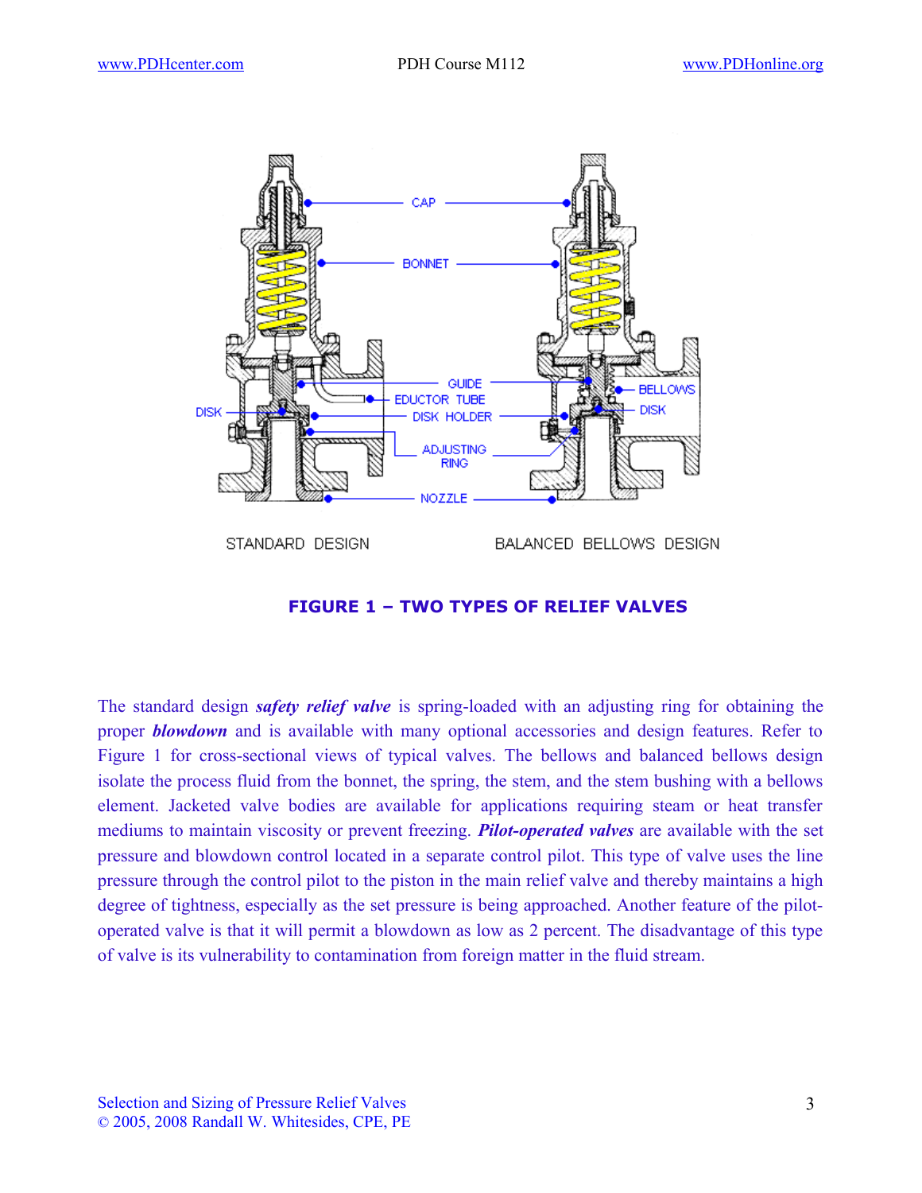**FIGURE 1 – TWO TYPES OF RELIEF VALVES**

The standard design ***safety relief valve*** is spring-loaded with an adjusting ring for obtaining the proper ***blowdown*** and is available with many optional accessories and design features. Refer to Figure 1 for cross-sectional views of typical valves. The bellows and balanced bellows design isolate the process fluid from the bonnet, the spring, the stem, and the stem bushing with a bellows element. Jacketed valve bodies are available for applications requiring steam or heat transfer mediums to maintain viscosity or prevent freezing. ***Pilot-operated valves*** are available with the set pressure and blowdown control located in a separate control pilot. This type of valve uses the line pressure through the control pilot to the piston in the main relief valve and thereby maintains a high degree of tightness, especially as the set pressure is being approached. Another feature of the pilot-operated valve is that it will permit a blowdown as low as 2 percent. The disadvantage of this type of valve is its vulnerability to contamination from foreign matter in the fluid stream.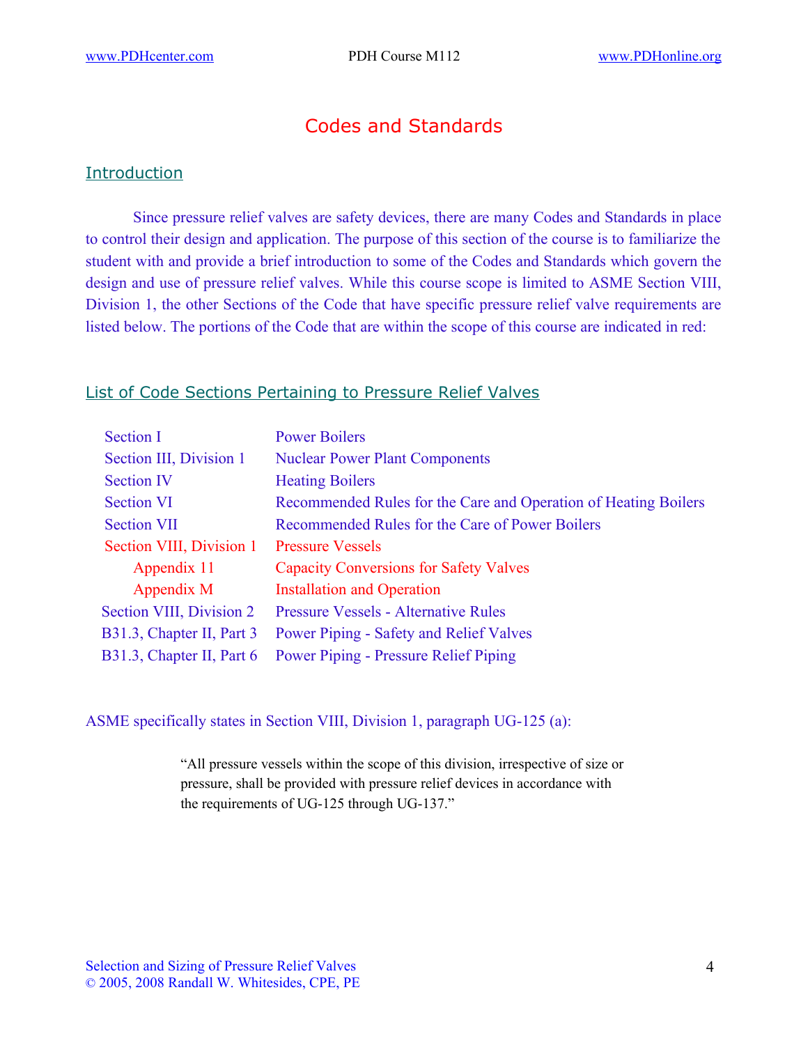# Codes and Standards

## Introduction

Since pressure relief valves are safety devices, there are many Codes and Standards in place to control their design and application. The purpose of this section of the course is to familiarize the student with and provide a brief introduction to some of the Codes and Standards which govern the design and use of pressure relief valves. While this course scope is limited to ASME Section VIII, Division 1, the other Sections of the Code that have specific pressure relief valve requirements are listed below. The portions of the Code that are within the scope of this course are indicated in red:

## List of Code Sections Pertaining to Pressure Relief Valves

| | |
|---|---|
| Section I | Power Boilers |
| Section III, Division 1 | Nuclear Power Plant Components |
| Section IV | Heating Boilers |
| Section VI | Recommended Rules for the Care and Operation of Heating Boilers |
| Section VII | Recommended Rules for the Care of Power Boilers |
| Section VIII, Division 1 | Pressure Vessels |
| Appendix 11 | Capacity Conversions for Safety Valves |
| Appendix M | Installation and Operation |
| Section VIII, Division 2 | Pressure Vessels - Alternative Rules |
| B31.3, Chapter II, Part 3 | Power Piping - Safety and Relief Valves |
| B31.3, Chapter II, Part 6 | Power Piping - Pressure Relief Piping |

ASME specifically states in Section VIII, Division 1, paragraph UG-125 (a):

> "All pressure vessels within the scope of this division, irrespective of size or pressure, shall be provided with pressure relief devices in accordance with the requirements of UG-125 through UG-137."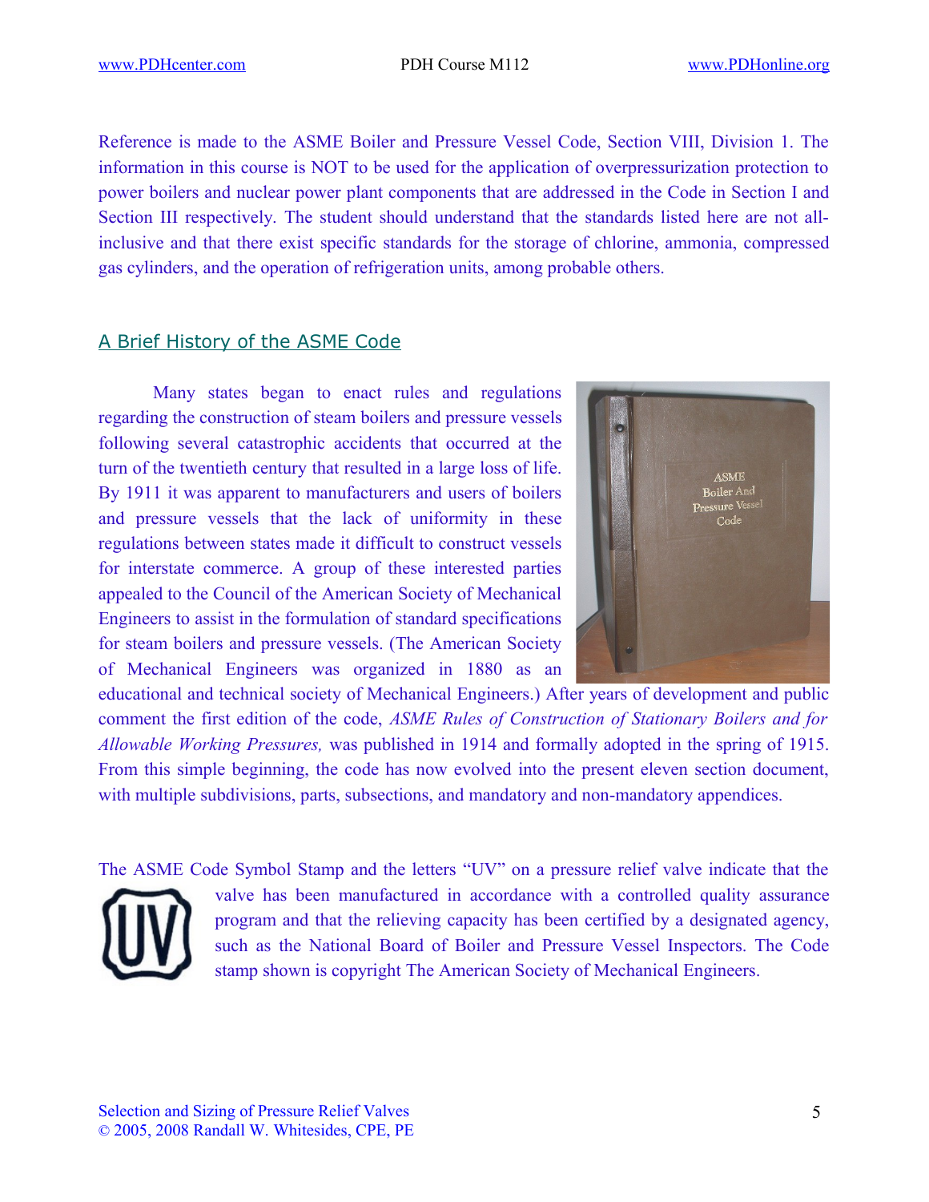Reference is made to the ASME Boiler and Pressure Vessel Code, Section VIII, Division 1. The information in this course is NOT to be used for the application of overpressurization protection to power boilers and nuclear power plant components that are addressed in the Code in Section I and Section III respectively. The student should understand that the standards listed here are not all-inclusive and that there exist specific standards for the storage of chlorine, ammonia, compressed gas cylinders, and the operation of refrigeration units, among probable others.

## A Brief History of the ASME Code

Many states began to enact rules and regulations regarding the construction of steam boilers and pressure vessels following several catastrophic accidents that occurred at the turn of the twentieth century that resulted in a large loss of life. By 1911 it was apparent to manufacturers and users of boilers and pressure vessels that the lack of uniformity in these regulations between states made it difficult to construct vessels for interstate commerce. A group of these interested parties appealed to the Council of the American Society of Mechanical Engineers to assist in the formulation of standard specifications for steam boilers and pressure vessels. (The American Society of Mechanical Engineers was organized in 1880 as an educational and technical society of Mechanical Engineers.) After years of development and public comment the first edition of the code, *ASME Rules of Construction of Stationary Boilers and for Allowable Working Pressures,* was published in 1914 and formally adopted in the spring of 1915. From this simple beginning, the code has now evolved into the present eleven section document, with multiple subdivisions, parts, subsections, and mandatory and non-mandatory appendices.

The ASME Code Symbol Stamp and the letters "UV" on a pressure relief valve indicate that the valve has been manufactured in accordance with a controlled quality assurance program and that the relieving capacity has been certified by a designated agency, such as the National Board of Boiler and Pressure Vessel Inspectors. The Code stamp shown is copyright The American Society of Mechanical Engineers.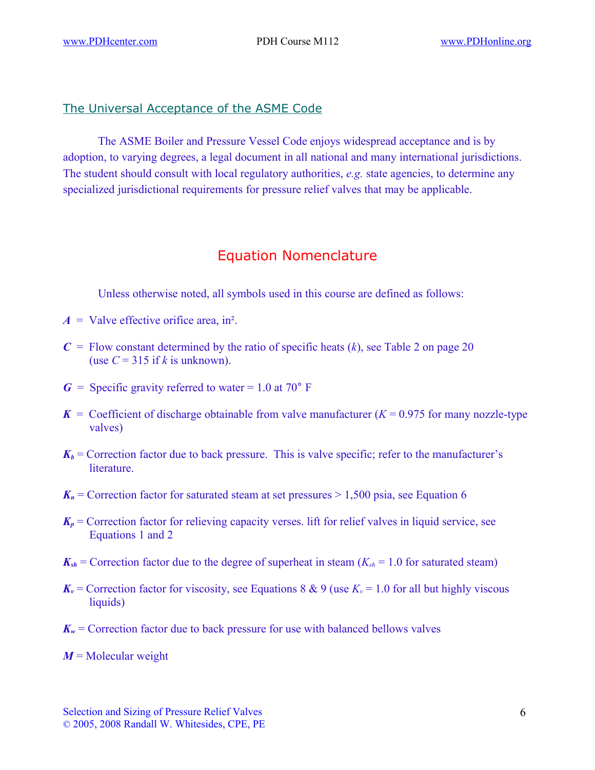## The Universal Acceptance of the ASME Code

The ASME Boiler and Pressure Vessel Code enjoys widespread acceptance and is by adoption, to varying degrees, a legal document in all national and many international jurisdictions. The student should consult with local regulatory authorities, *e.g.* state agencies, to determine any specialized jurisdictional requirements for pressure relief valves that may be applicable.

# Equation Nomenclature

Unless otherwise noted, all symbols used in this course are defined as follows:

***A*** = Valve effective orifice area, in².

***C*** = Flow constant determined by the ratio of specific heats ($k$), see Table 2 on page 20 (use $C$ = 315 if $k$ is unknown).

***G*** = Specific gravity referred to water = 1.0 at 70° F

***K*** = Coefficient of discharge obtainable from valve manufacturer ($K$ = 0.975 for many nozzle-type valves)

$K_b$ = Correction factor due to back pressure. This is valve specific; refer to the manufacturer's literature.

$K_n$ = Correction factor for saturated steam at set pressures > 1,500 psia, see Equation 6

$K_p$ = Correction factor for relieving capacity verses. lift for relief valves in liquid service, see Equations 1 and 2

$K_{sh}$ = Correction factor due to the degree of superheat in steam ($K_{sh}$ = 1.0 for saturated steam)

$K_v$ = Correction factor for viscosity, see Equations 8 & 9 (use $K_v$ = 1.0 for all but highly viscous liquids)

$K_w$ = Correction factor due to back pressure for use with balanced bellows valves

***M*** = Molecular weight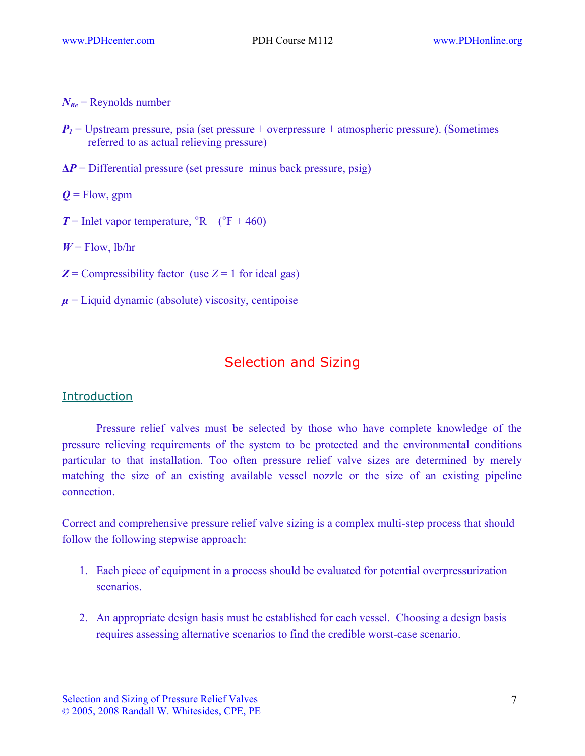$N_{Re}$ = Reynolds number

$P_1$ = Upstream pressure, psia (set pressure + overpressure + atmospheric pressure). (Sometimes referred to as actual relieving pressure)

$\Delta P$ = Differential pressure (set pressure minus back pressure, psig)

$Q$ = Flow, gpm

$T$ = Inlet vapor temperature, °R (°F + 460)

$W$ = Flow, lb/hr

$Z$ = Compressibility factor (use $Z = 1$ for ideal gas)

$\mu$ = Liquid dynamic (absolute) viscosity, centipoise

## Selection and Sizing

### Introduction

Pressure relief valves must be selected by those who have complete knowledge of the pressure relieving requirements of the system to be protected and the environmental conditions particular to that installation. Too often pressure relief valve sizes are determined by merely matching the size of an existing available vessel nozzle or the size of an existing pipeline connection.

Correct and comprehensive pressure relief valve sizing is a complex multi-step process that should follow the following stepwise approach:

1. Each piece of equipment in a process should be evaluated for potential overpressurization scenarios.

2. An appropriate design basis must be established for each vessel. Choosing a design basis requires assessing alternative scenarios to find the credible worst-case scenario.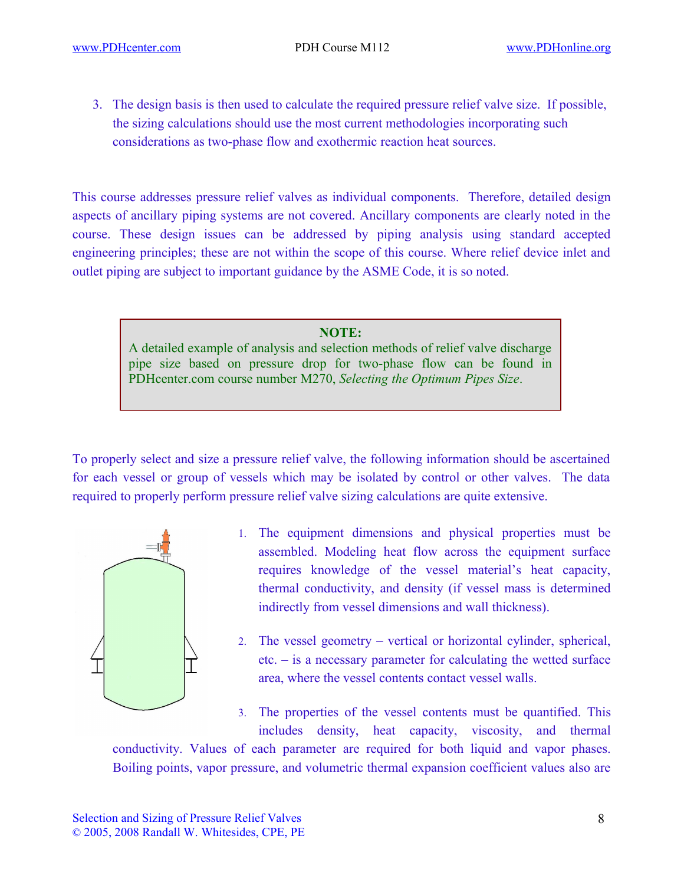3. The design basis is then used to calculate the required pressure relief valve size. If possible, the sizing calculations should use the most current methodologies incorporating such considerations as two-phase flow and exothermic reaction heat sources.

This course addresses pressure relief valves as individual components. Therefore, detailed design aspects of ancillary piping systems are not covered. Ancillary components are clearly noted in the course. These design issues can be addressed by piping analysis using standard accepted engineering principles; these are not within the scope of this course. Where relief device inlet and outlet piping are subject to important guidance by the ASME Code, it is so noted.

> **NOTE:**
> A detailed example of analysis and selection methods of relief valve discharge pipe size based on pressure drop for two-phase flow can be found in PDHcenter.com course number M270, *Selecting the Optimum Pipes Size*.

To properly select and size a pressure relief valve, the following information should be ascertained for each vessel or group of vessels which may be isolated by control or other valves. The data required to properly perform pressure relief valve sizing calculations are quite extensive.

1. The equipment dimensions and physical properties must be assembled. Modeling heat flow across the equipment surface requires knowledge of the vessel material's heat capacity, thermal conductivity, and density (if vessel mass is determined indirectly from vessel dimensions and wall thickness).

2. The vessel geometry – vertical or horizontal cylinder, spherical, etc. – is a necessary parameter for calculating the wetted surface area, where the vessel contents contact vessel walls.

3. The properties of the vessel contents must be quantified. This includes density, heat capacity, viscosity, and thermal conductivity. Values of each parameter are required for both liquid and vapor phases. Boiling points, vapor pressure, and volumetric thermal expansion coefficient values also are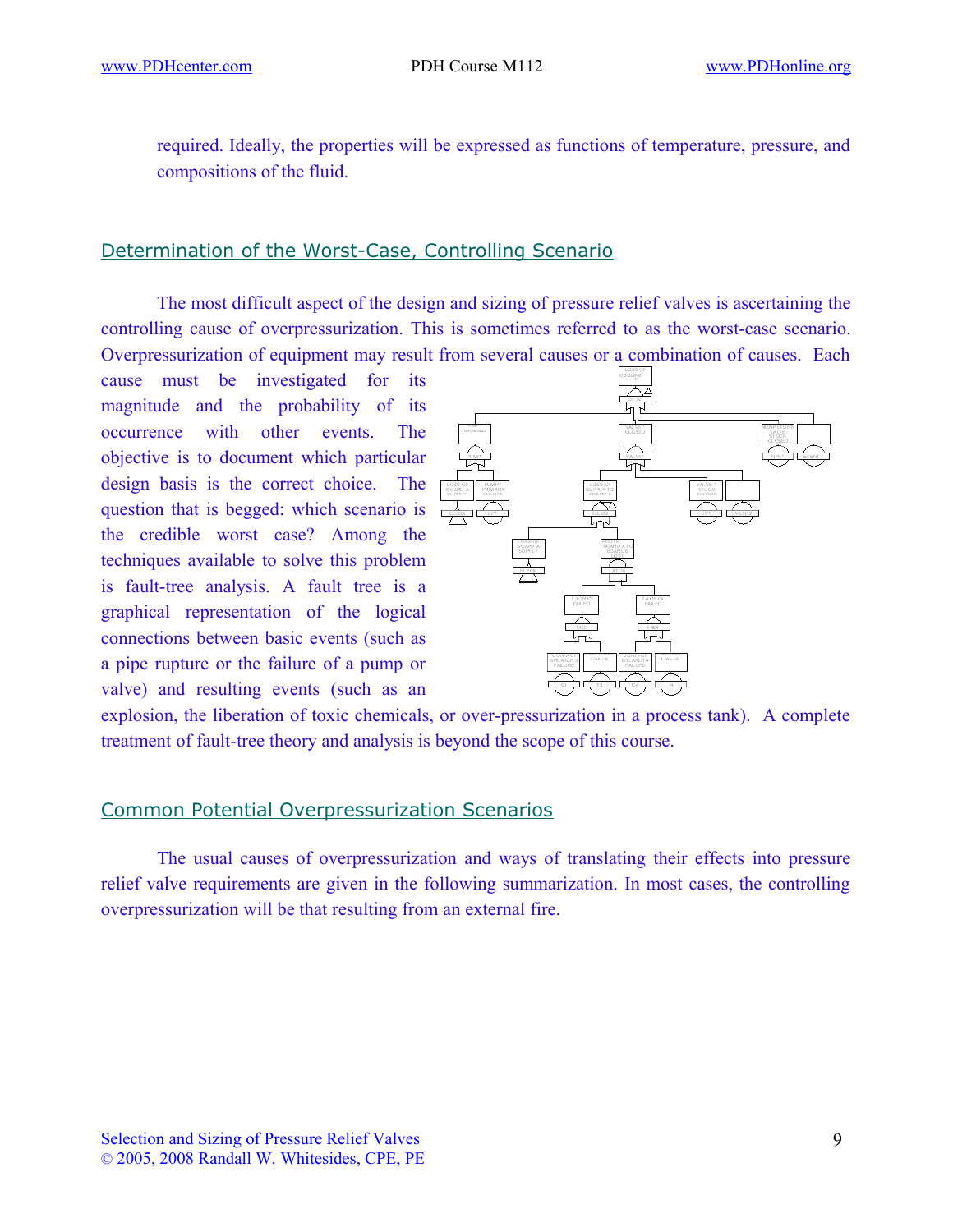required. Ideally, the properties will be expressed as functions of temperature, pressure, and compositions of the fluid.

## Determination of the Worst-Case, Controlling Scenario

The most difficult aspect of the design and sizing of pressure relief valves is ascertaining the controlling cause of overpressurization. This is sometimes referred to as the worst-case scenario. Overpressurization of equipment may result from several causes or a combination of causes. Each cause must be investigated for its magnitude and the probability of its occurrence with other events. The objective is to document which particular design basis is the correct choice. The question that is begged: which scenario is the credible worst case? Among the techniques available to solve this problem is fault-tree analysis. A fault tree is a graphical representation of the logical connections between basic events (such as a pipe rupture or the failure of a pump or valve) and resulting events (such as an explosion, the liberation of toxic chemicals, or over-pressurization in a process tank). A complete treatment of fault-tree theory and analysis is beyond the scope of this course.

## Common Potential Overpressurization Scenarios

The usual causes of overpressurization and ways of translating their effects into pressure relief valve requirements are given in the following summarization. In most cases, the controlling overpressurization will be that resulting from an external fire.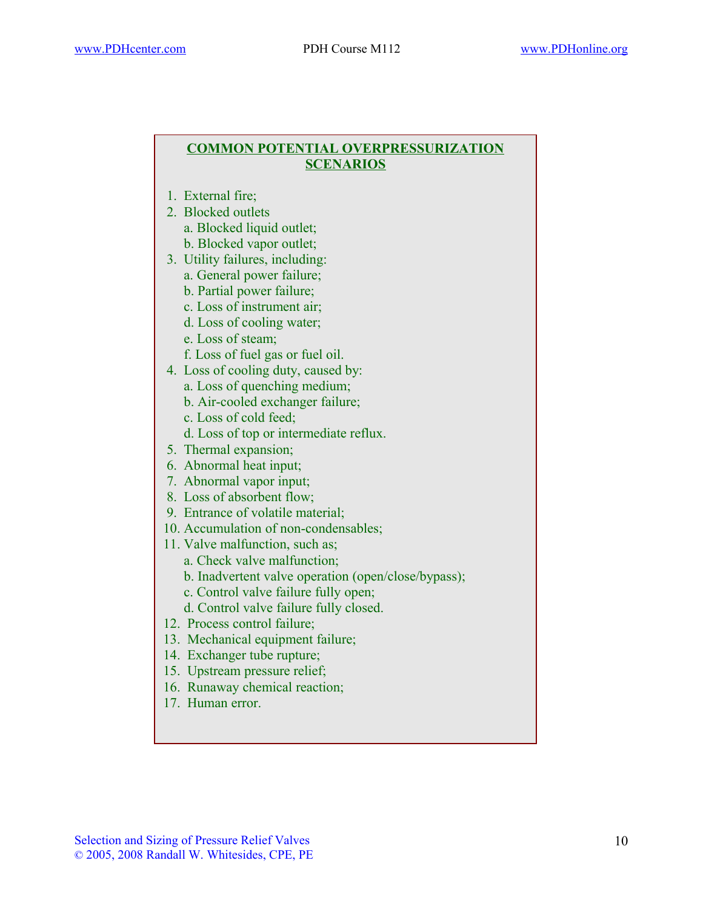## COMMON POTENTIAL OVERPRESSURIZATION SCENARIOS

1. External fire;
2. Blocked outlets
   a. Blocked liquid outlet;
   b. Blocked vapor outlet;
3. Utility failures, including:
   a. General power failure;
   b. Partial power failure;
   c. Loss of instrument air;
   d. Loss of cooling water;
   e. Loss of steam;
   f. Loss of fuel gas or fuel oil.
4. Loss of cooling duty, caused by:
   a. Loss of quenching medium;
   b. Air-cooled exchanger failure;
   c. Loss of cold feed;
   d. Loss of top or intermediate reflux.
5. Thermal expansion;
6. Abnormal heat input;
7. Abnormal vapor input;
8. Loss of absorbent flow;
9. Entrance of volatile material;
10. Accumulation of non-condensables;
11. Valve malfunction, such as;
    a. Check valve malfunction;
    b. Inadvertent valve operation (open/close/bypass);
    c. Control valve failure fully open;
    d. Control valve failure fully closed.
12. Process control failure;
13. Mechanical equipment failure;
14. Exchanger tube rupture;
15. Upstream pressure relief;
16. Runaway chemical reaction;
17. Human error.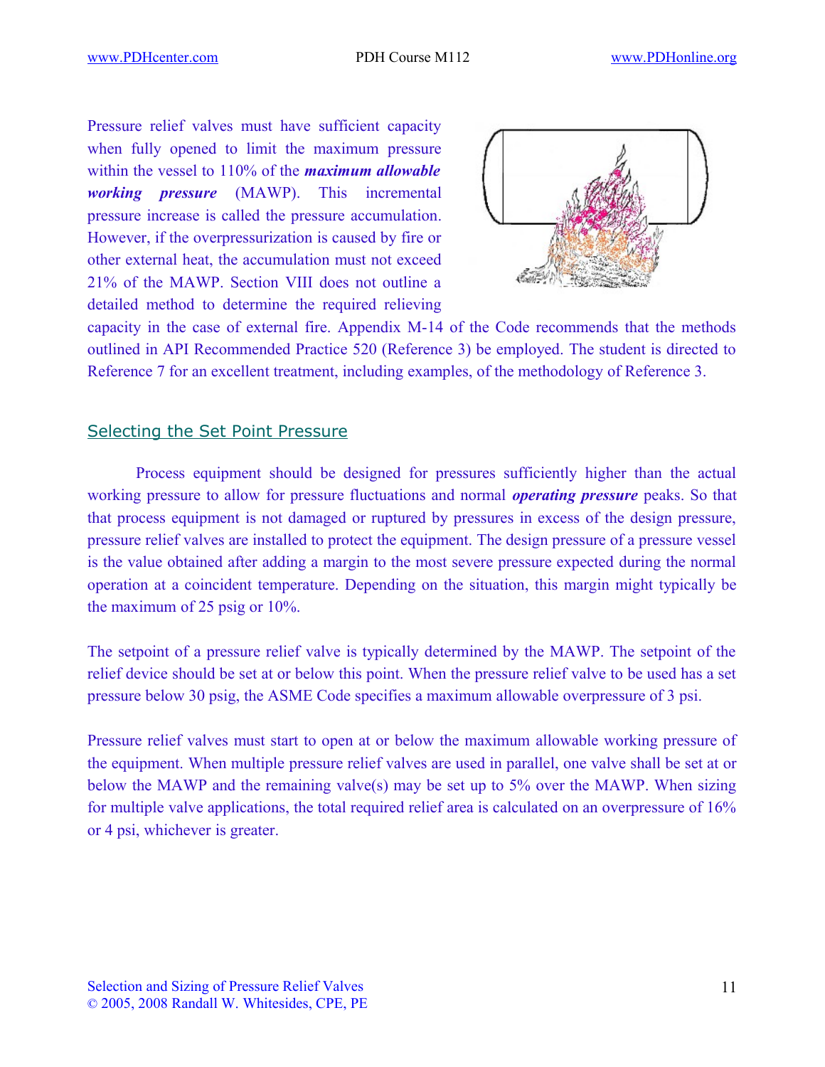Pressure relief valves must have sufficient capacity when fully opened to limit the maximum pressure within the vessel to 110% of the ***maximum allowable working pressure*** (MAWP). This incremental pressure increase is called the pressure accumulation. However, if the overpressurization is caused by fire or other external heat, the accumulation must not exceed 21% of the MAWP. Section VIII does not outline a detailed method to determine the required relieving capacity in the case of external fire. Appendix M-14 of the Code recommends that the methods outlined in API Recommended Practice 520 (Reference 3) be employed. The student is directed to Reference 7 for an excellent treatment, including examples, of the methodology of Reference 3.

## Selecting the Set Point Pressure

Process equipment should be designed for pressures sufficiently higher than the actual working pressure to allow for pressure fluctuations and normal ***operating pressure*** peaks. So that that process equipment is not damaged or ruptured by pressures in excess of the design pressure, pressure relief valves are installed to protect the equipment. The design pressure of a pressure vessel is the value obtained after adding a margin to the most severe pressure expected during the normal operation at a coincident temperature. Depending on the situation, this margin might typically be the maximum of 25 psig or 10%.

The setpoint of a pressure relief valve is typically determined by the MAWP. The setpoint of the relief device should be set at or below this point. When the pressure relief valve to be used has a set pressure below 30 psig, the ASME Code specifies a maximum allowable overpressure of 3 psi.

Pressure relief valves must start to open at or below the maximum allowable working pressure of the equipment. When multiple pressure relief valves are used in parallel, one valve shall be set at or below the MAWP and the remaining valve(s) may be set up to 5% over the MAWP. When sizing for multiple valve applications, the total required relief area is calculated on an overpressure of 16% or 4 psi, whichever is greater.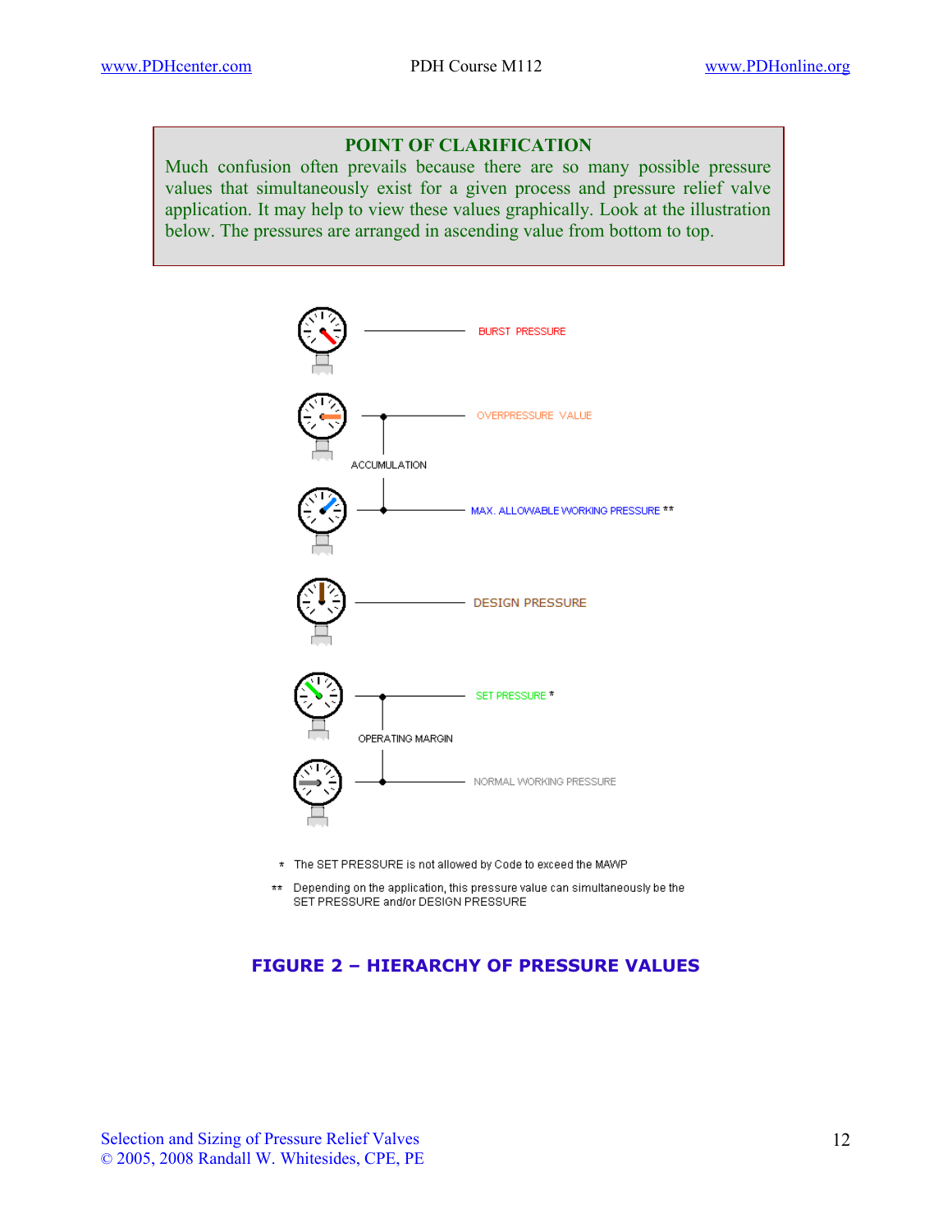**POINT OF CLARIFICATION**

Much confusion often prevails because there are so many possible pressure values that simultaneously exist for a given process and pressure relief valve application. It may help to view these values graphically. Look at the illustration below. The pressures are arranged in ascending value from bottom to top.

BURST PRESSURE

OVERPRESSURE VALUE

ACCUMULATION

MAX. ALLOWABLE WORKING PRESSURE **

DESIGN PRESSURE

SET PRESSURE *

OPERATING MARGIN

NORMAL WORKING PRESSURE

* The SET PRESSURE is not allowed by Code to exceed the MAWP

** Depending on the application, this pressure value can simultaneously be the SET PRESSURE and/or DESIGN PRESSURE

**FIGURE 2 – HIERARCHY OF PRESSURE VALUES**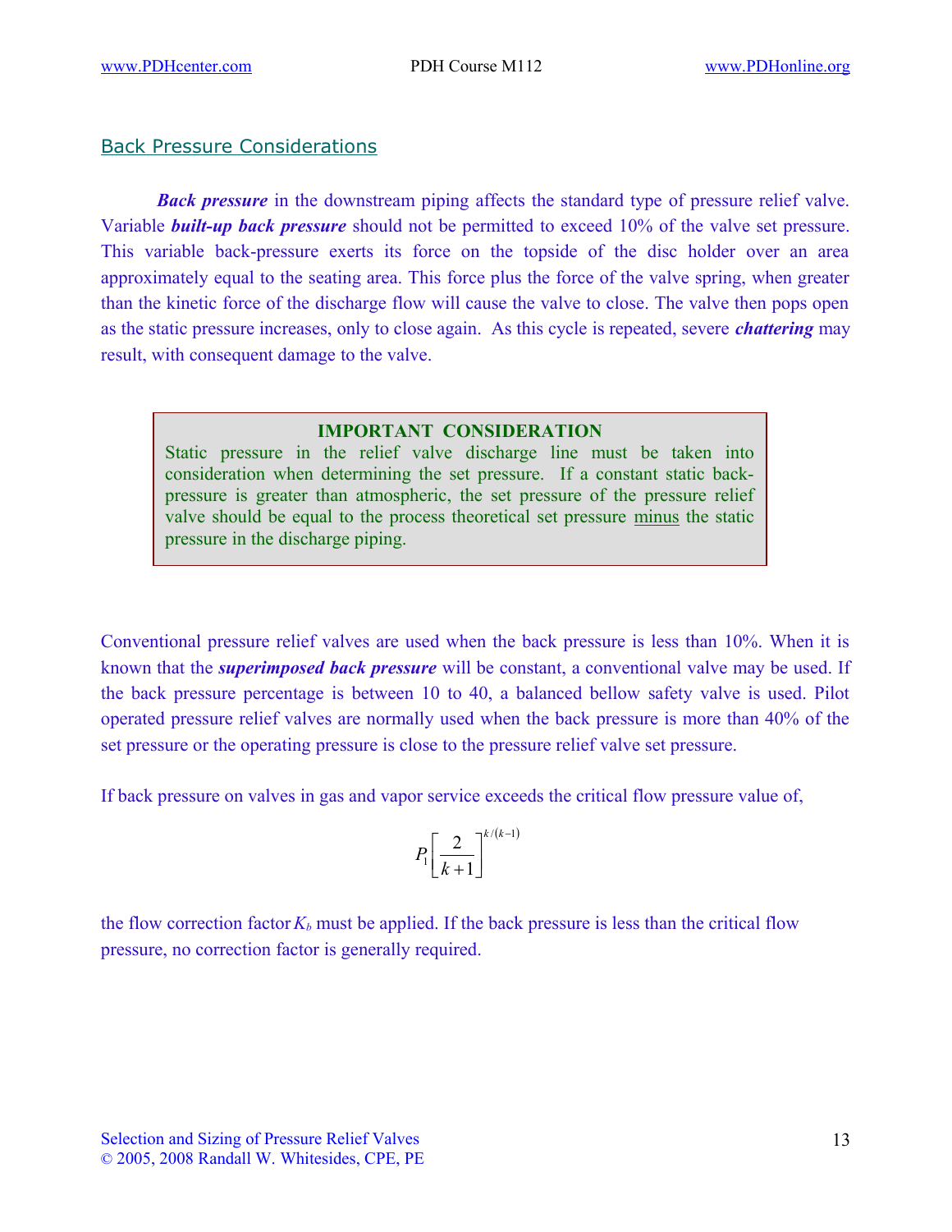## Back Pressure Considerations

***Back pressure*** in the downstream piping affects the standard type of pressure relief valve. Variable ***built-up back pressure*** should not be permitted to exceed 10% of the valve set pressure. This variable back-pressure exerts its force on the topside of the disc holder over an area approximately equal to the seating area. This force plus the force of the valve spring, when greater than the kinetic force of the discharge flow will cause the valve to close. The valve then pops open as the static pressure increases, only to close again. As this cycle is repeated, severe ***chattering*** may result, with consequent damage to the valve.

> **IMPORTANT CONSIDERATION**
>
> Static pressure in the relief valve discharge line must be taken into consideration when determining the set pressure. If a constant static back-pressure is greater than atmospheric, the set pressure of the pressure relief valve should be equal to the process theoretical set pressure minus the static pressure in the discharge piping.

Conventional pressure relief valves are used when the back pressure is less than 10%. When it is known that the ***superimposed back pressure*** will be constant, a conventional valve may be used. If the back pressure percentage is between 10 to 40, a balanced bellow safety valve is used. Pilot operated pressure relief valves are normally used when the back pressure is more than 40% of the set pressure or the operating pressure is close to the pressure relief valve set pressure.

If back pressure on valves in gas and vapor service exceeds the critical flow pressure value of,

$$P_1\left[\frac{2}{k+1}\right]^{k/(k-1)}$$

the flow correction factor $K_b$ must be applied. If the back pressure is less than the critical flow pressure, no correction factor is generally required.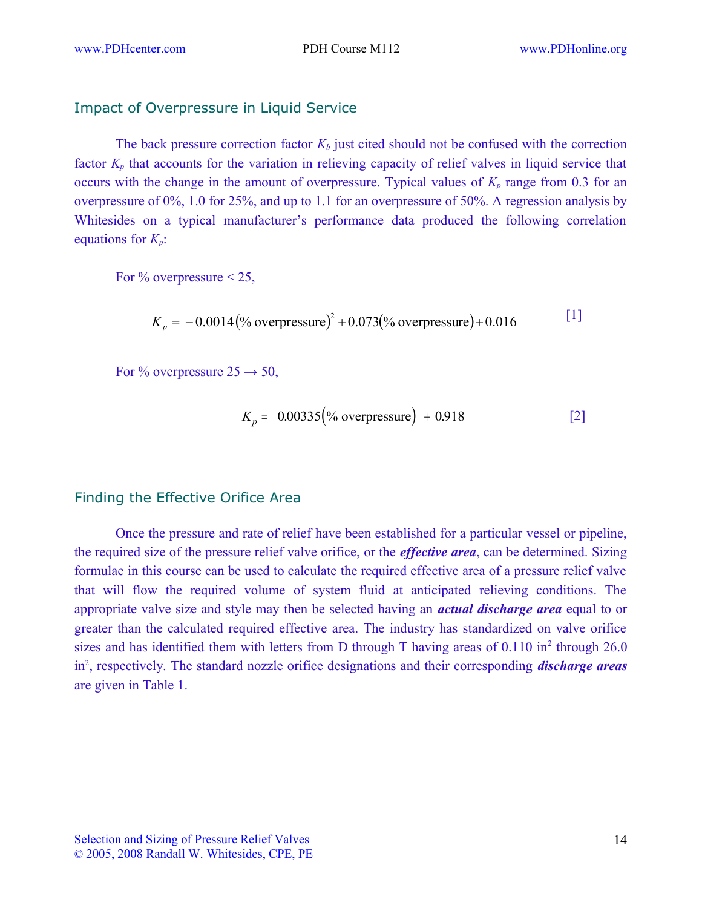## Impact of Overpressure in Liquid Service

The back pressure correction factor $K_b$ just cited should not be confused with the correction factor $K_p$ that accounts for the variation in relieving capacity of relief valves in liquid service that occurs with the change in the amount of overpressure. Typical values of $K_p$ range from 0.3 for an overpressure of 0%, 1.0 for 25%, and up to 1.1 for an overpressure of 50%. A regression analysis by Whitesides on a typical manufacturer's performance data produced the following correlation equations for $K_p$:

For % overpressure < 25,

$$K_p = -0.0014(\text{\% overpressure})^2 + 0.073(\text{\% overpressure}) + 0.016 \qquad [1]$$

For % overpressure 25 → 50,

$$K_p = 0.00335(\text{\% overpressure}) + 0.918 \qquad [2]$$

## Finding the Effective Orifice Area

Once the pressure and rate of relief have been established for a particular vessel or pipeline, the required size of the pressure relief valve orifice, or the ***effective area***, can be determined. Sizing formulae in this course can be used to calculate the required effective area of a pressure relief valve that will flow the required volume of system fluid at anticipated relieving conditions. The appropriate valve size and style may then be selected having an ***actual discharge area*** equal to or greater than the calculated required effective area. The industry has standardized on valve orifice sizes and has identified them with letters from D through T having areas of 0.110 in$^2$ through 26.0 in$^2$, respectively. The standard nozzle orifice designations and their corresponding ***discharge areas*** are given in Table 1.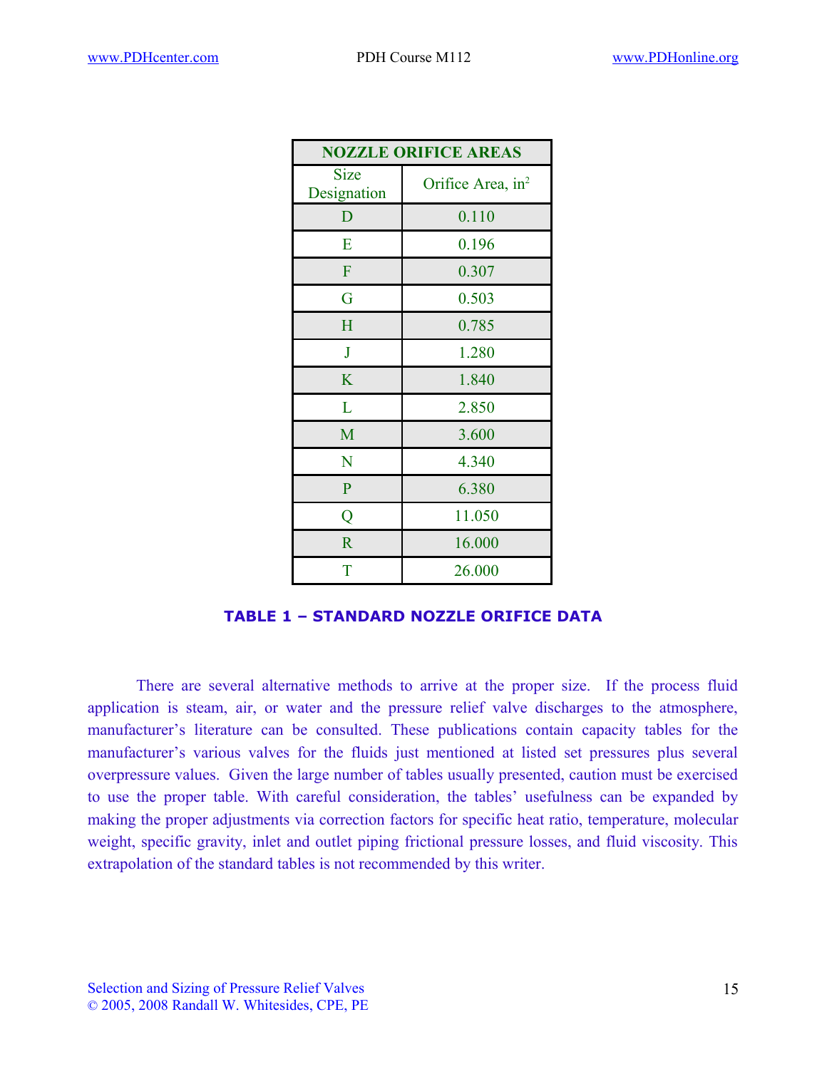| NOZZLE ORIFICE AREAS | |
|---|---|
| Size Designation | Orifice Area, $in^2$ |
| D | 0.110 |
| E | 0.196 |
| F | 0.307 |
| G | 0.503 |
| H | 0.785 |
| J | 1.280 |
| K | 1.840 |
| L | 2.850 |
| M | 3.600 |
| N | 4.340 |
| P | 6.380 |
| Q | 11.050 |
| R | 16.000 |
| T | 26.000 |

**TABLE 1 – STANDARD NOZZLE ORIFICE DATA**

There are several alternative methods to arrive at the proper size. If the process fluid application is steam, air, or water and the pressure relief valve discharges to the atmosphere, manufacturer's literature can be consulted. These publications contain capacity tables for the manufacturer's various valves for the fluids just mentioned at listed set pressures plus several overpressure values. Given the large number of tables usually presented, caution must be exercised to use the proper table. With careful consideration, the tables' usefulness can be expanded by making the proper adjustments via correction factors for specific heat ratio, temperature, molecular weight, specific gravity, inlet and outlet piping frictional pressure losses, and fluid viscosity. This extrapolation of the standard tables is not recommended by this writer.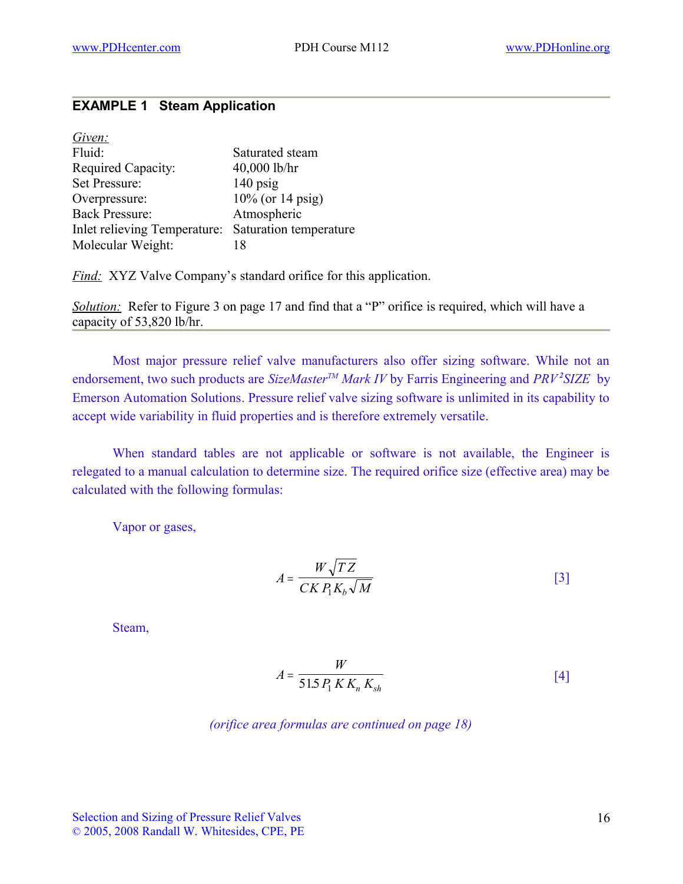## EXAMPLE 1 Steam Application

*Given:*

| | |
|---|---|
| Fluid: | Saturated steam |
| Required Capacity: | 40,000 lb/hr |
| Set Pressure: | 140 psig |
| Overpressure: | 10% (or 14 psig) |
| Back Pressure: | Atmospheric |
| Inlet relieving Temperature: | Saturation temperature |
| Molecular Weight: | 18 |

*Find:* XYZ Valve Company's standard orifice for this application.

*Solution:* Refer to Figure 3 on page 17 and find that a "P" orifice is required, which will have a capacity of 53,820 lb/hr.

---

Most major pressure relief valve manufacturers also offer sizing software. While not an endorsement, two such products are *SizeMaster™ Mark IV* by Farris Engineering and *PRV²SIZE* by Emerson Automation Solutions. Pressure relief valve sizing software is unlimited in its capability to accept wide variability in fluid properties and is therefore extremely versatile.

When standard tables are not applicable or software is not available, the Engineer is relegated to a manual calculation to determine size. The required orifice size (effective area) may be calculated with the following formulas:

Vapor or gases,

$$A = \frac{W\sqrt{TZ}}{C K P_1 K_b \sqrt{M}} \qquad [3]$$

Steam,

$$A = \frac{W}{51.5\, P_1\, K\, K_n\, K_{sh}} \qquad [4]$$

*(orifice area formulas are continued on page 18)*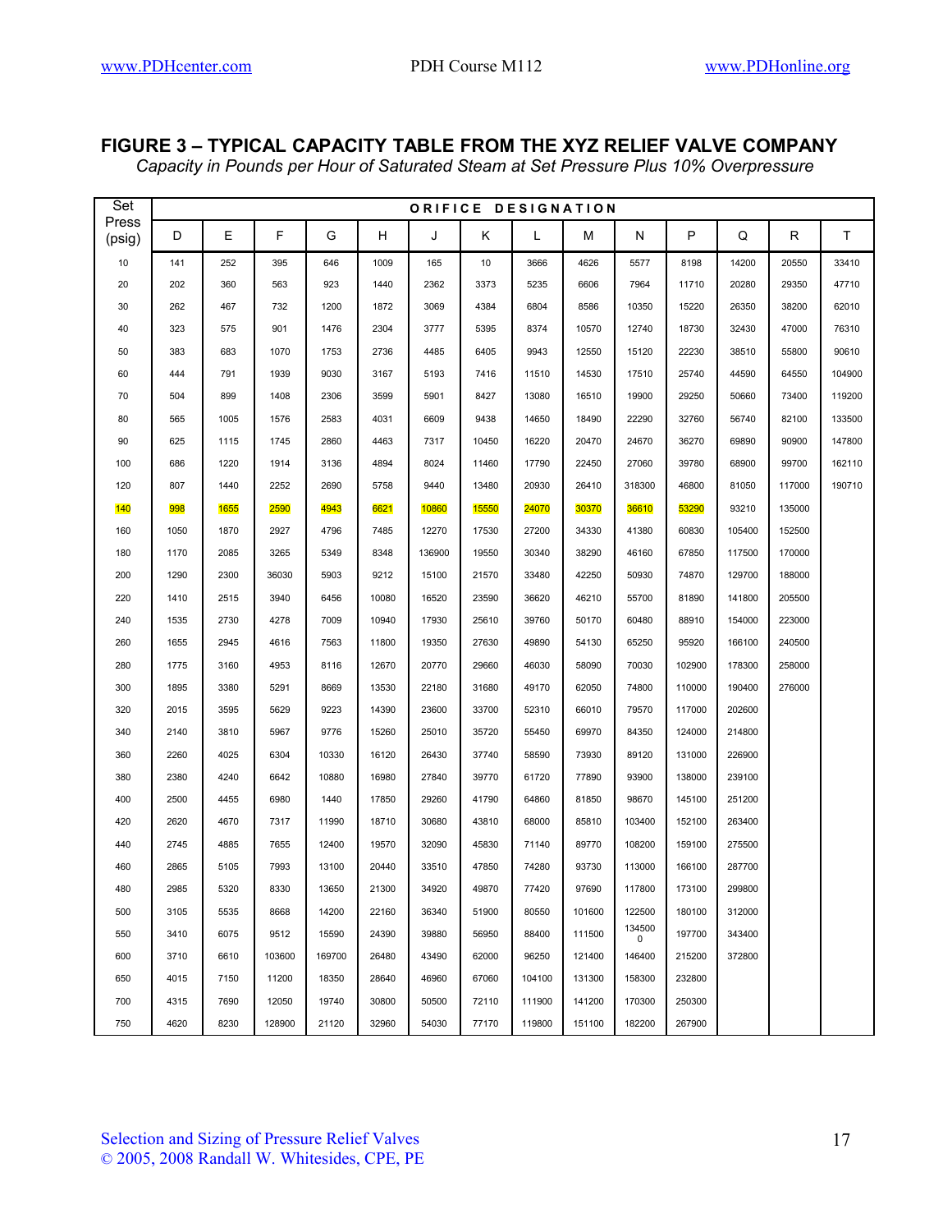**FIGURE 3 – TYPICAL CAPACITY TABLE FROM THE XYZ RELIEF VALVE COMPANY**

*Capacity in Pounds per Hour of Saturated Steam at Set Pressure Plus 10% Overpressure*

| Set Press (psig) | ORIFICE DESIGNATION | | | | | | | | | | | | | |
|---|---|---|---|---|---|---|---|---|---|---|---|---|---|---|
| | D | E | F | G | H | J | K | L | M | N | P | Q | R | T |
| 10 | 141 | 252 | 395 | 646 | 1009 | 165 | 10 | 3666 | 4626 | 5577 | 8198 | 14200 | 20550 | 33410 |
| 20 | 202 | 360 | 563 | 923 | 1440 | 2362 | 3373 | 5235 | 6606 | 7964 | 11710 | 20280 | 29350 | 47710 |
| 30 | 262 | 467 | 732 | 1200 | 1872 | 3069 | 4384 | 6804 | 8586 | 10350 | 15220 | 26350 | 38200 | 62010 |
| 40 | 323 | 575 | 901 | 1476 | 2304 | 3777 | 5395 | 8374 | 10570 | 12740 | 18730 | 32430 | 47000 | 76310 |
| 50 | 383 | 683 | 1070 | 1753 | 2736 | 4485 | 6405 | 9943 | 12550 | 15120 | 22230 | 38510 | 55800 | 90610 |
| 60 | 444 | 791 | 1939 | 9030 | 3167 | 5193 | 7416 | 11510 | 14530 | 17510 | 25740 | 44590 | 64550 | 104900 |
| 70 | 504 | 899 | 1408 | 2306 | 3599 | 5901 | 8427 | 13080 | 16510 | 19900 | 29250 | 50660 | 73400 | 119200 |
| 80 | 565 | 1005 | 1576 | 2583 | 4031 | 6609 | 9438 | 14650 | 18490 | 22290 | 32760 | 56740 | 82100 | 133500 |
| 90 | 625 | 1115 | 1745 | 2860 | 4463 | 7317 | 10450 | 16220 | 20470 | 24670 | 36270 | 69890 | 90900 | 147800 |
| 100 | 686 | 1220 | 1914 | 3136 | 4894 | 8024 | 11460 | 17790 | 22450 | 27060 | 39780 | 68900 | 99700 | 162110 |
| 120 | 807 | 1440 | 2252 | 2690 | 5758 | 9440 | 13480 | 20930 | 26410 | 318300 | 46800 | 81050 | 117000 | 190710 |
| 140 | 998 | 1655 | 2590 | 4943 | 6621 | 10860 | 15550 | 24070 | 30370 | 36610 | 53290 | 93210 | 135000 | |
| 160 | 1050 | 1870 | 2927 | 4796 | 7485 | 12270 | 17530 | 27200 | 34330 | 41380 | 60830 | 105400 | 152500 | |
| 180 | 1170 | 2085 | 3265 | 5349 | 8348 | 136900 | 19550 | 30340 | 38290 | 46160 | 67850 | 117500 | 170000 | |
| 200 | 1290 | 2300 | 36030 | 5903 | 9212 | 15100 | 21570 | 33480 | 42250 | 50930 | 74870 | 129700 | 188000 | |
| 220 | 1410 | 2515 | 3940 | 6456 | 10080 | 16520 | 23590 | 36620 | 46210 | 55700 | 81890 | 141800 | 205500 | |
| 240 | 1535 | 2730 | 4278 | 7009 | 10940 | 17930 | 25610 | 39760 | 50170 | 60480 | 88910 | 154000 | 223000 | |
| 260 | 1655 | 2945 | 4616 | 7563 | 11800 | 19350 | 27630 | 49890 | 54130 | 65250 | 95920 | 166100 | 240500 | |
| 280 | 1775 | 3160 | 4953 | 8116 | 12670 | 20770 | 29660 | 46030 | 58090 | 70030 | 102900 | 178300 | 258000 | |
| 300 | 1895 | 3380 | 5291 | 8669 | 13530 | 22180 | 31680 | 49170 | 62050 | 74800 | 110000 | 190400 | 276000 | |
| 320 | 2015 | 3595 | 5629 | 9223 | 14390 | 23600 | 33700 | 52310 | 66010 | 79570 | 117000 | 202600 | | |
| 340 | 2140 | 3810 | 5967 | 9776 | 15260 | 25010 | 35720 | 55450 | 69970 | 84350 | 124000 | 214800 | | |
| 360 | 2260 | 4025 | 6304 | 10330 | 16120 | 26430 | 37740 | 58590 | 73930 | 89120 | 131000 | 226900 | | |
| 380 | 2380 | 4240 | 6642 | 10880 | 16980 | 27840 | 39770 | 61720 | 77890 | 93900 | 138000 | 239100 | | |
| 400 | 2500 | 4455 | 6980 | 1440 | 17850 | 29260 | 41790 | 64860 | 81850 | 98670 | 145100 | 251200 | | |
| 420 | 2620 | 4670 | 7317 | 11990 | 18710 | 30680 | 43810 | 68000 | 85810 | 103400 | 152100 | 263400 | | |
| 440 | 2745 | 4885 | 7655 | 12400 | 19570 | 32090 | 45830 | 71140 | 89770 | 108200 | 159100 | 275500 | | |
| 460 | 2865 | 5105 | 7993 | 13100 | 20440 | 33510 | 47850 | 74280 | 93730 | 113000 | 166100 | 287700 | | |
| 480 | 2985 | 5320 | 8330 | 13650 | 21300 | 34920 | 49870 | 77420 | 97690 | 117800 | 173100 | 299800 | | |
| 500 | 3105 | 5535 | 8668 | 14200 | 22160 | 36340 | 51900 | 80550 | 101600 | 122500 | 180100 | 312000 | | |
| 550 | 3410 | 6075 | 9512 | 15590 | 24390 | 39880 | 56950 | 88400 | 111500 | 1345000 | 197700 | 343400 | | |
| 600 | 3710 | 6610 | 103600 | 169700 | 26480 | 43490 | 62000 | 96250 | 121400 | 146400 | 215200 | 372800 | | |
| 650 | 4015 | 7150 | 11200 | 18350 | 28640 | 46960 | 67060 | 104100 | 131300 | 158300 | 232800 | | | |
| 700 | 4315 | 7690 | 12050 | 19740 | 30800 | 50500 | 72110 | 111900 | 141200 | 170300 | 250300 | | | |
| 750 | 4620 | 8230 | 128900 | 21120 | 32960 | 54030 | 77170 | 119800 | 151100 | 182200 | 267900 | | | |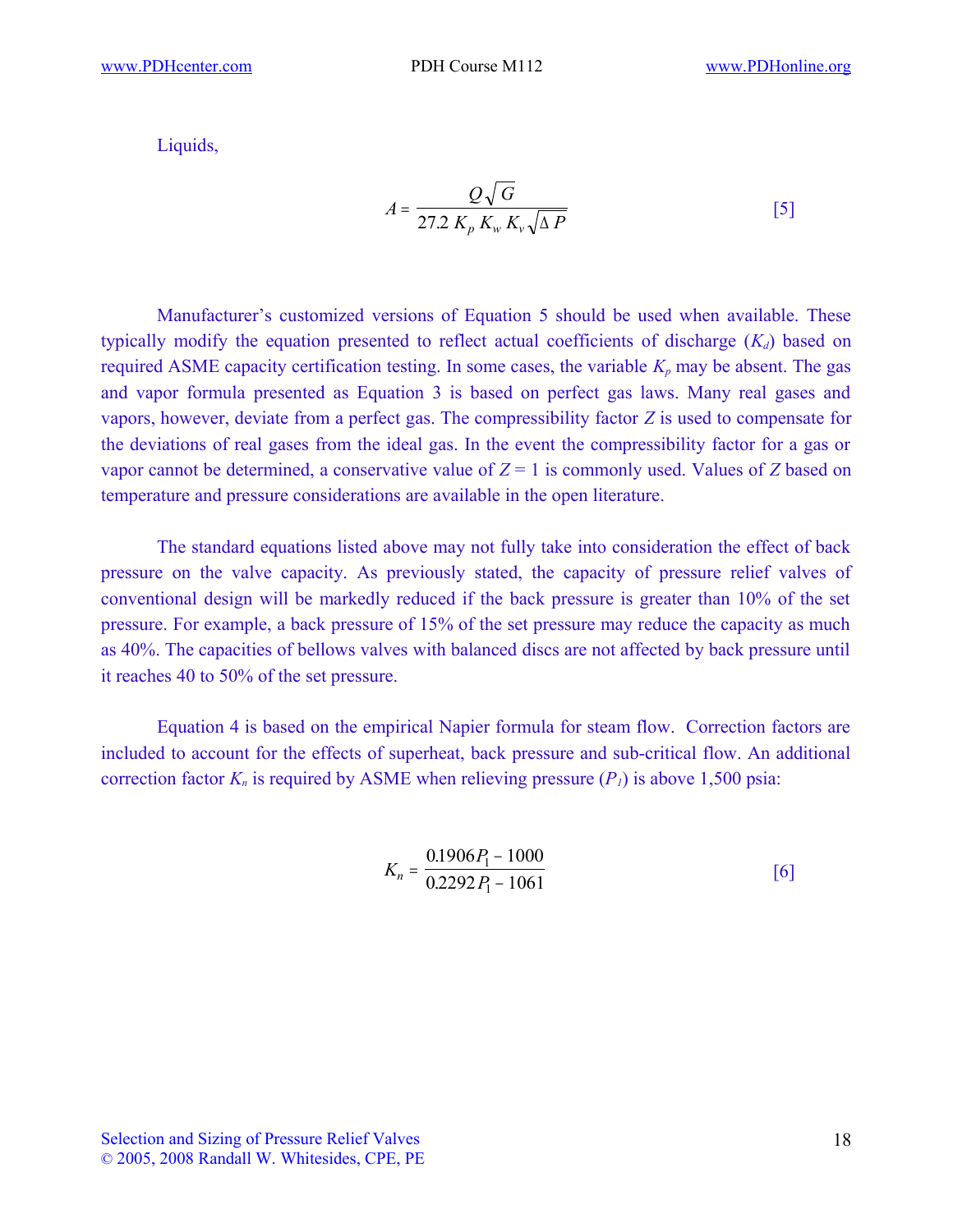Liquids,

$$A = \frac{Q\sqrt{G}}{27.2\ K_p\ K_w\ K_v\sqrt{\Delta P}} \qquad [5]$$

Manufacturer's customized versions of Equation 5 should be used when available. These typically modify the equation presented to reflect actual coefficients of discharge ($K_d$) based on required ASME capacity certification testing. In some cases, the variable $K_p$ may be absent. The gas and vapor formula presented as Equation 3 is based on perfect gas laws. Many real gases and vapors, however, deviate from a perfect gas. The compressibility factor $Z$ is used to compensate for the deviations of real gases from the ideal gas. In the event the compressibility factor for a gas or vapor cannot be determined, a conservative value of $Z = 1$ is commonly used. Values of $Z$ based on temperature and pressure considerations are available in the open literature.

The standard equations listed above may not fully take into consideration the effect of back pressure on the valve capacity. As previously stated, the capacity of pressure relief valves of conventional design will be markedly reduced if the back pressure is greater than 10% of the set pressure. For example, a back pressure of 15% of the set pressure may reduce the capacity as much as 40%. The capacities of bellows valves with balanced discs are not affected by back pressure until it reaches 40 to 50% of the set pressure.

Equation 4 is based on the empirical Napier formula for steam flow. Correction factors are included to account for the effects of superheat, back pressure and sub-critical flow. An additional correction factor $K_n$ is required by ASME when relieving pressure ($P_1$) is above 1,500 psia:

$$K_n = \frac{0.1906P_1 - 1000}{0.2292P_1 - 1061} \qquad [6]$$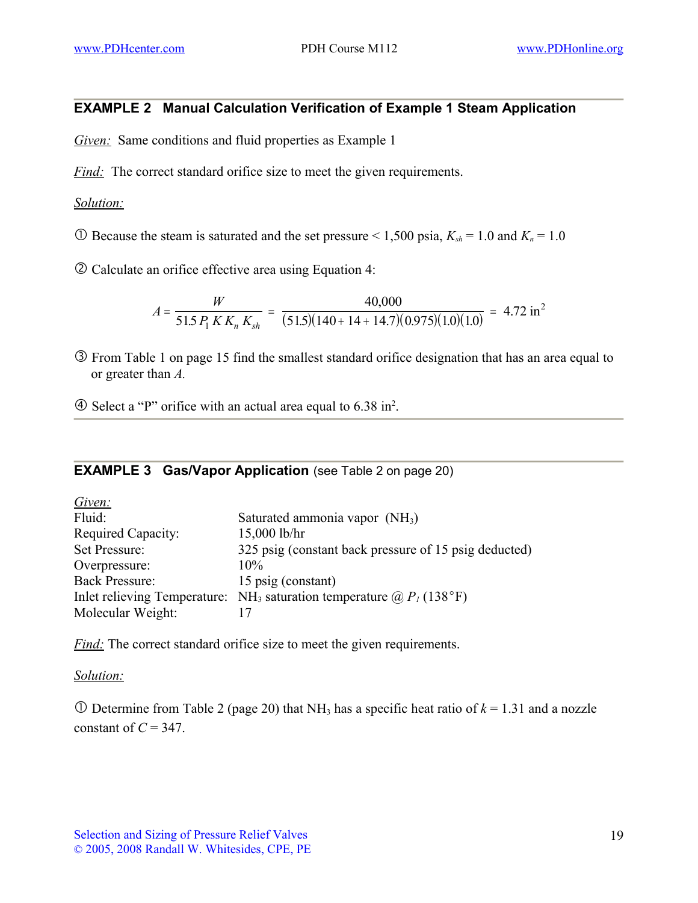## EXAMPLE 2 Manual Calculation Verification of Example 1 Steam Application

*Given:* Same conditions and fluid properties as Example 1

*Find:* The correct standard orifice size to meet the given requirements.

*Solution:*

① Because the steam is saturated and the set pressure < 1,500 psia, $K_{sh}$ = 1.0 and $K_n$ = 1.0

② Calculate an orifice effective area using Equation 4:

$$A = \frac{W}{51.5\, P_1\, K\, K_n\, K_{sh}} = \frac{40{,}000}{(51.5)(140 + 14 + 14.7)(0.975)(1.0)(1.0)} = 4.72 \text{ in}^2$$

③ From Table 1 on page 15 find the smallest standard orifice designation that has an area equal to or greater than *A*.

④ Select a "P" orifice with an actual area equal to 6.38 in$^2$.

## EXAMPLE 3 Gas/Vapor Application (see Table 2 on page 20)

*Given:*

| | |
|---|---|
| Fluid: | Saturated ammonia vapor ($NH_3$) |
| Required Capacity: | 15,000 lb/hr |
| Set Pressure: | 325 psig (constant back pressure of 15 psig deducted) |
| Overpressure: | 10% |
| Back Pressure: | 15 psig (constant) |
| Inlet relieving Temperature: | $NH_3$ saturation temperature @ $P_1$ (138°F) |
| Molecular Weight: | 17 |

*Find:* The correct standard orifice size to meet the given requirements.

*Solution:*

① Determine from Table 2 (page 20) that $NH_3$ has a specific heat ratio of $k$ = 1.31 and a nozzle constant of $C$ = 347.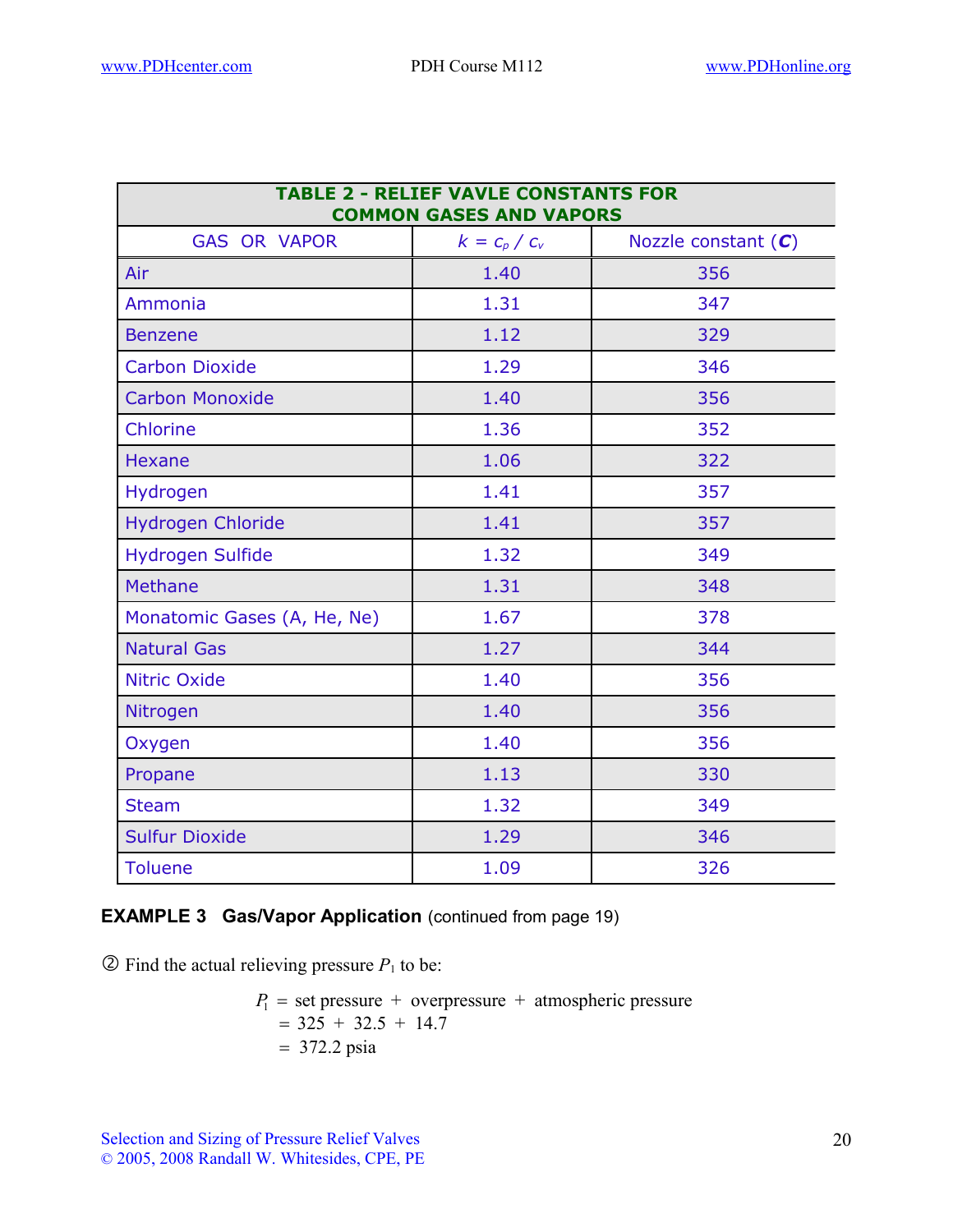| TABLE 2 - RELIEF VAVLE CONSTANTS FOR COMMON GASES AND VAPORS | | |
|---|---|---|
| GAS OR VAPOR | $k = c_p / c_v$ | Nozzle constant (***C***) |
| Air | 1.40 | 356 |
| Ammonia | 1.31 | 347 |
| Benzene | 1.12 | 329 |
| Carbon Dioxide | 1.29 | 346 |
| Carbon Monoxide | 1.40 | 356 |
| Chlorine | 1.36 | 352 |
| Hexane | 1.06 | 322 |
| Hydrogen | 1.41 | 357 |
| Hydrogen Chloride | 1.41 | 357 |
| Hydrogen Sulfide | 1.32 | 349 |
| Methane | 1.31 | 348 |
| Monatomic Gases (A, He, Ne) | 1.67 | 378 |
| Natural Gas | 1.27 | 344 |
| Nitric Oxide | 1.40 | 356 |
| Nitrogen | 1.40 | 356 |
| Oxygen | 1.40 | 356 |
| Propane | 1.13 | 330 |
| Steam | 1.32 | 349 |
| Sulfur Dioxide | 1.29 | 346 |
| Toluene | 1.09 | 326 |

**EXAMPLE 3 Gas/Vapor Application** (continued from page 19)

② Find the actual relieving pressure $P_1$ to be:

$$
\begin{aligned}
P_1 &= \text{set pressure} + \text{overpressure} + \text{atmospheric pressure} \\
&= 325 + 32.5 + 14.7 \\
&= 372.2 \text{ psia}
\end{aligned}
$$

Selection and Sizing of Pressure Relief Valves
© 2005, 2008 Randall W. Whitesides, CPE, PE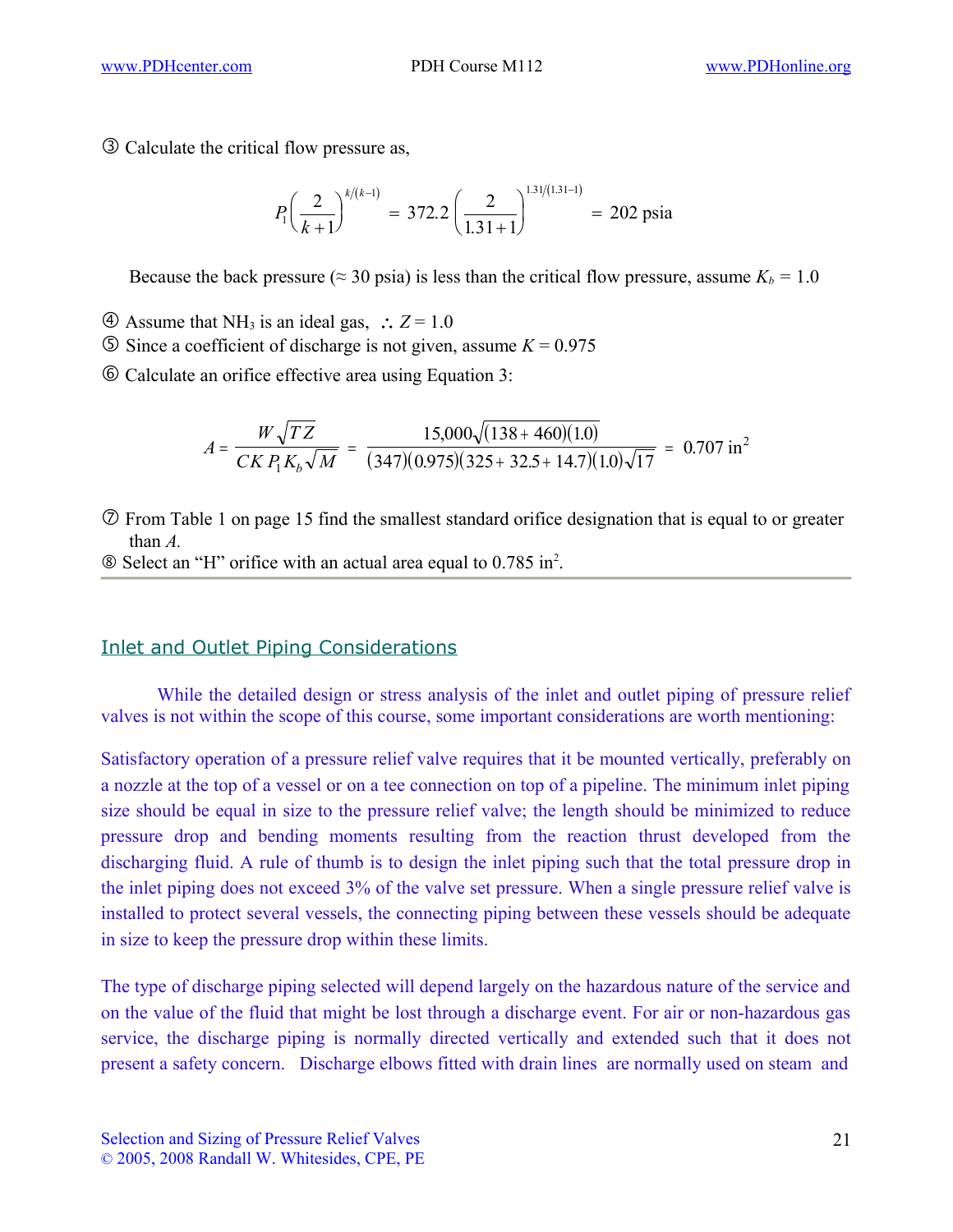③ Calculate the critical flow pressure as,

$$P_1\left(\frac{2}{k+1}\right)^{k/(k-1)} = 372.2\left(\frac{2}{1.31+1}\right)^{1.31/(1.31-1)} = 202 \text{ psia}$$

Because the back pressure (≈ 30 psia) is less than the critical flow pressure, assume $K_b = 1.0$

④ Assume that $NH_3$ is an ideal gas, $\therefore Z = 1.0$

⑤ Since a coefficient of discharge is not given, assume $K = 0.975$

⑥ Calculate an orifice effective area using Equation 3:

$$A = \frac{W\sqrt{TZ}}{CKP_1K_b\sqrt{M}} = \frac{15{,}000\sqrt{(138+460)(1.0)}}{(347)(0.975)(325+32.5+14.7)(1.0)\sqrt{17}} = 0.707 \text{ in}^2$$

⑦ From Table 1 on page 15 find the smallest standard orifice designation that is equal to or greater than $A$.

⑧ Select an "H" orifice with an actual area equal to 0.785 in$^2$.

## Inlet and Outlet Piping Considerations

While the detailed design or stress analysis of the inlet and outlet piping of pressure relief valves is not within the scope of this course, some important considerations are worth mentioning:

Satisfactory operation of a pressure relief valve requires that it be mounted vertically, preferably on a nozzle at the top of a vessel or on a tee connection on top of a pipeline. The minimum inlet piping size should be equal in size to the pressure relief valve; the length should be minimized to reduce pressure drop and bending moments resulting from the reaction thrust developed from the discharging fluid. A rule of thumb is to design the inlet piping such that the total pressure drop in the inlet piping does not exceed 3% of the valve set pressure. When a single pressure relief valve is installed to protect several vessels, the connecting piping between these vessels should be adequate in size to keep the pressure drop within these limits.

The type of discharge piping selected will depend largely on the hazardous nature of the service and on the value of the fluid that might be lost through a discharge event. For air or non-hazardous gas service, the discharge piping is normally directed vertically and extended such that it does not present a safety concern. Discharge elbows fitted with drain lines are normally used on steam and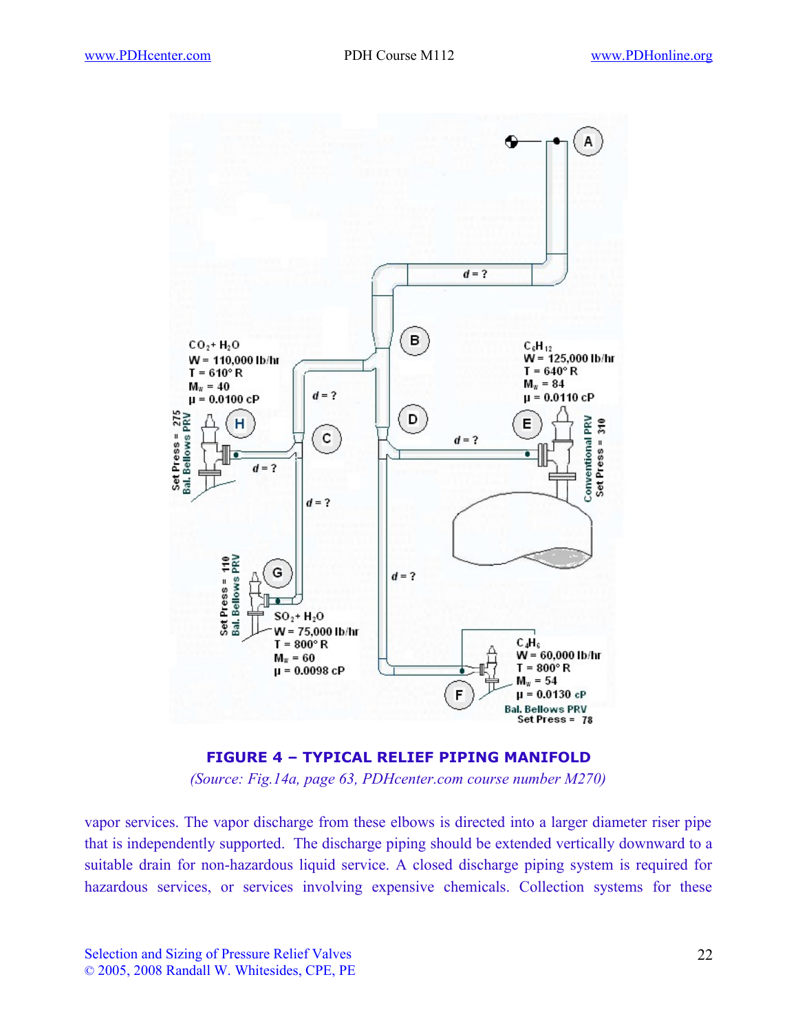**FIGURE 4 – TYPICAL RELIEF PIPING MANIFOLD**

*(Source: Fig.14a, page 63, PDHcenter.com course number M270)*

vapor services. The vapor discharge from these elbows is directed into a larger diameter riser pipe that is independently supported. The discharge piping should be extended vertically downward to a suitable drain for non-hazardous liquid service. A closed discharge piping system is required for hazardous services, or services involving expensive chemicals. Collection systems for these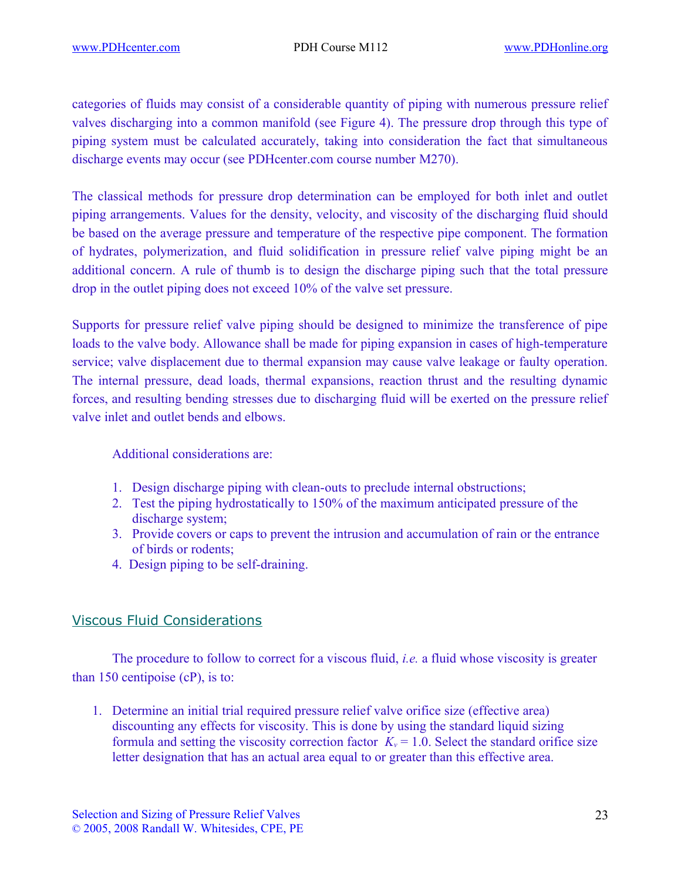categories of fluids may consist of a considerable quantity of piping with numerous pressure relief valves discharging into a common manifold (see Figure 4). The pressure drop through this type of piping system must be calculated accurately, taking into consideration the fact that simultaneous discharge events may occur (see PDHcenter.com course number M270).

The classical methods for pressure drop determination can be employed for both inlet and outlet piping arrangements. Values for the density, velocity, and viscosity of the discharging fluid should be based on the average pressure and temperature of the respective pipe component. The formation of hydrates, polymerization, and fluid solidification in pressure relief valve piping might be an additional concern. A rule of thumb is to design the discharge piping such that the total pressure drop in the outlet piping does not exceed 10% of the valve set pressure.

Supports for pressure relief valve piping should be designed to minimize the transference of pipe loads to the valve body. Allowance shall be made for piping expansion in cases of high-temperature service; valve displacement due to thermal expansion may cause valve leakage or faulty operation. The internal pressure, dead loads, thermal expansions, reaction thrust and the resulting dynamic forces, and resulting bending stresses due to discharging fluid will be exerted on the pressure relief valve inlet and outlet bends and elbows.

Additional considerations are:

1. Design discharge piping with clean-outs to preclude internal obstructions;
2. Test the piping hydrostatically to 150% of the maximum anticipated pressure of the discharge system;
3. Provide covers or caps to prevent the intrusion and accumulation of rain or the entrance of birds or rodents;
4. Design piping to be self-draining.

## Viscous Fluid Considerations

The procedure to follow to correct for a viscous fluid, *i.e.* a fluid whose viscosity is greater than 150 centipoise (cP), is to:

1. Determine an initial trial required pressure relief valve orifice size (effective area) discounting any effects for viscosity. This is done by using the standard liquid sizing formula and setting the viscosity correction factor $K_v = 1.0$. Select the standard orifice size letter designation that has an actual area equal to or greater than this effective area.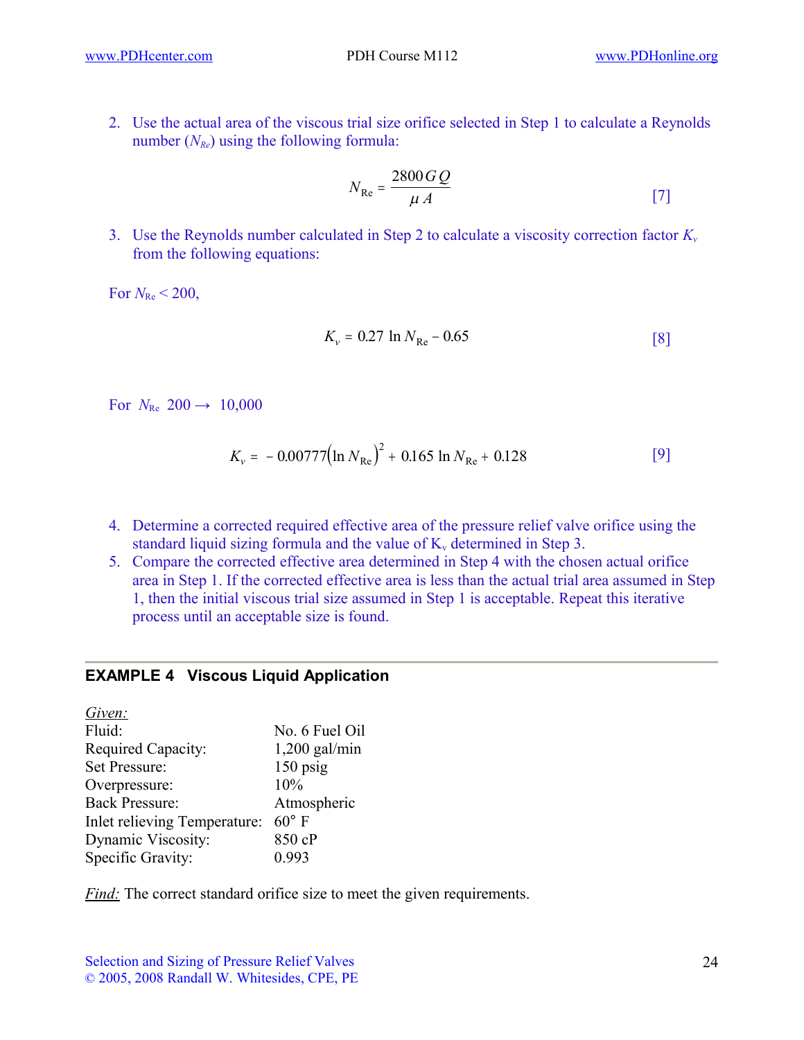2. Use the actual area of the viscous trial size orifice selected in Step 1 to calculate a Reynolds number ($N_{Re}$) using the following formula:

$$N_{\text{Re}} = \frac{2800\,G\,Q}{\mu\,A} \qquad [7]$$

3. Use the Reynolds number calculated in Step 2 to calculate a viscosity correction factor $K_v$ from the following equations:

For $N_{\text{Re}} < 200$,

$$K_v = 0.27 \ln N_{\text{Re}} - 0.65 \qquad [8]$$

For $N_{\text{Re}}$ $200 \rightarrow 10{,}000$

$$K_v = -0.00777\left(\ln N_{\text{Re}}\right)^2 + 0.165 \ln N_{\text{Re}} + 0.128 \qquad [9]$$

4. Determine a corrected required effective area of the pressure relief valve orifice using the standard liquid sizing formula and the value of $K_v$ determined in Step 3.
5. Compare the corrected effective area determined in Step 4 with the chosen actual orifice area in Step 1. If the corrected effective area is less than the actual trial area assumed in Step 1, then the initial viscous trial size assumed in Step 1 is acceptable. Repeat this iterative process until an acceptable size is found.

---

### EXAMPLE 4 Viscous Liquid Application

*Given:*

| | |
|---|---|
| Fluid: | No. 6 Fuel Oil |
| Required Capacity: | 1,200 gal/min |
| Set Pressure: | 150 psig |
| Overpressure: | 10% |
| Back Pressure: | Atmospheric |
| Inlet relieving Temperature: | 60° F |
| Dynamic Viscosity: | 850 cP |
| Specific Gravity: | 0.993 |

*Find:* The correct standard orifice size to meet the given requirements.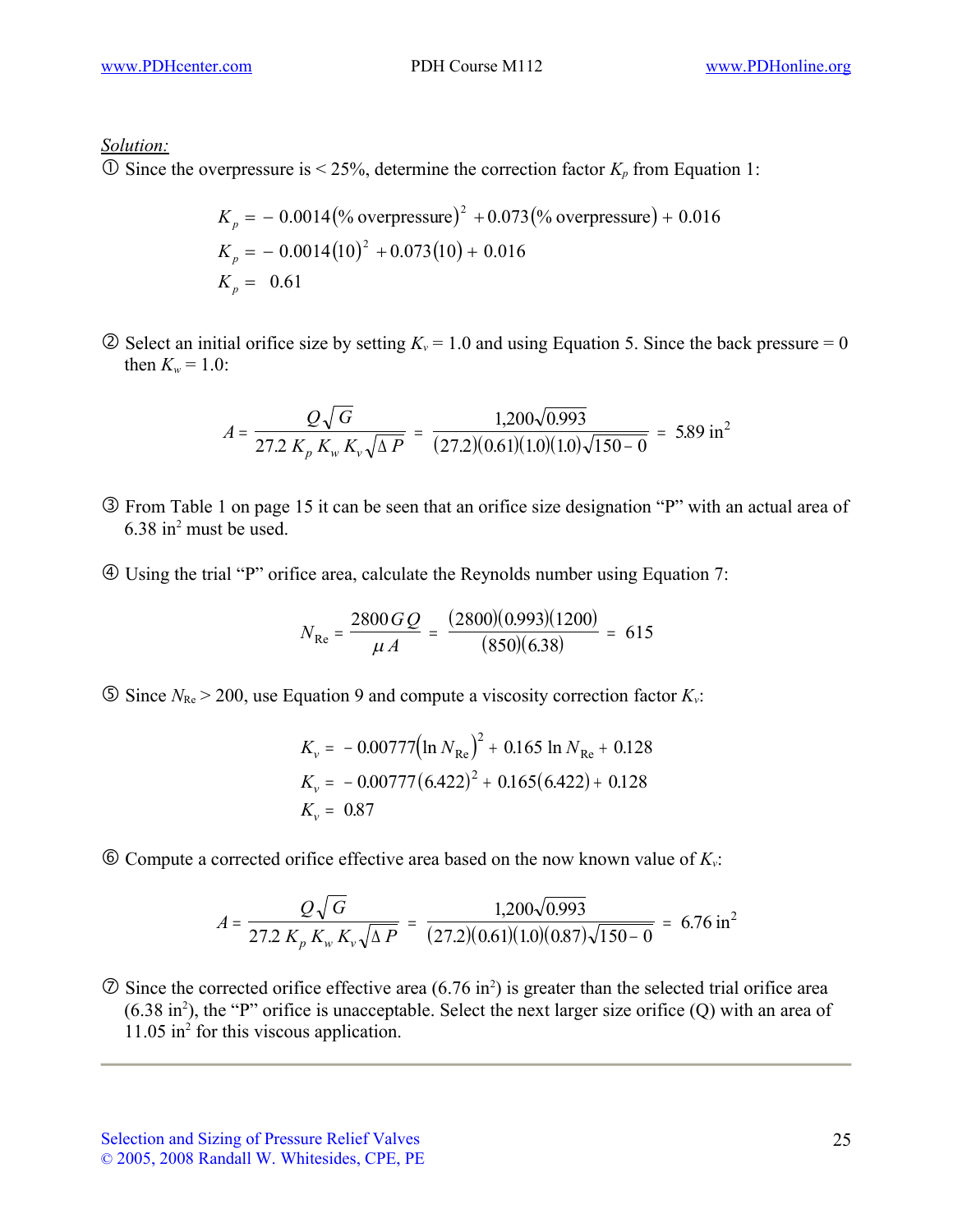*Solution:*

① Since the overpressure is < 25%, determine the correction factor $K_p$ from Equation 1:

$$K_p = -0.0014(\%\text{ overpressure})^2 + 0.073(\%\text{ overpressure}) + 0.016$$

$$K_p = -0.0014(10)^2 + 0.073(10) + 0.016$$

$$K_p = 0.61$$

② Select an initial orifice size by setting $K_v = 1.0$ and using Equation 5. Since the back pressure = 0 then $K_w = 1.0$:

$$A = \frac{Q\sqrt{G}}{27.2\,K_p\,K_w\,K_v\sqrt{\Delta P}} = \frac{1{,}200\sqrt{0.993}}{(27.2)(0.61)(1.0)(1.0)\sqrt{150-0}} = 5.89\text{ in}^2$$

③ From Table 1 on page 15 it can be seen that an orifice size designation "P" with an actual area of 6.38 in$^2$ must be used.

④ Using the trial "P" orifice area, calculate the Reynolds number using Equation 7:

$$N_{\text{Re}} = \frac{2800\,G\,Q}{\mu\,A} = \frac{(2800)(0.993)(1200)}{(850)(6.38)} = 615$$

⑤ Since $N_{\text{Re}} > 200$, use Equation 9 and compute a viscosity correction factor $K_v$:

$$K_v = -0.00777(\ln N_{\text{Re}})^2 + 0.165\ln N_{\text{Re}} + 0.128$$

$$K_v = -0.00777(6.422)^2 + 0.165(6.422) + 0.128$$

$$K_v = 0.87$$

⑥ Compute a corrected orifice effective area based on the now known value of $K_v$:

$$A = \frac{Q\sqrt{G}}{27.2\,K_p\,K_w\,K_v\sqrt{\Delta P}} = \frac{1{,}200\sqrt{0.993}}{(27.2)(0.61)(1.0)(0.87)\sqrt{150-0}} = 6.76\text{ in}^2$$

⑦ Since the corrected orifice effective area (6.76 in$^2$) is greater than the selected trial orifice area (6.38 in$^2$), the "P" orifice is unacceptable. Select the next larger size orifice (Q) with an area of 11.05 in$^2$ for this viscous application.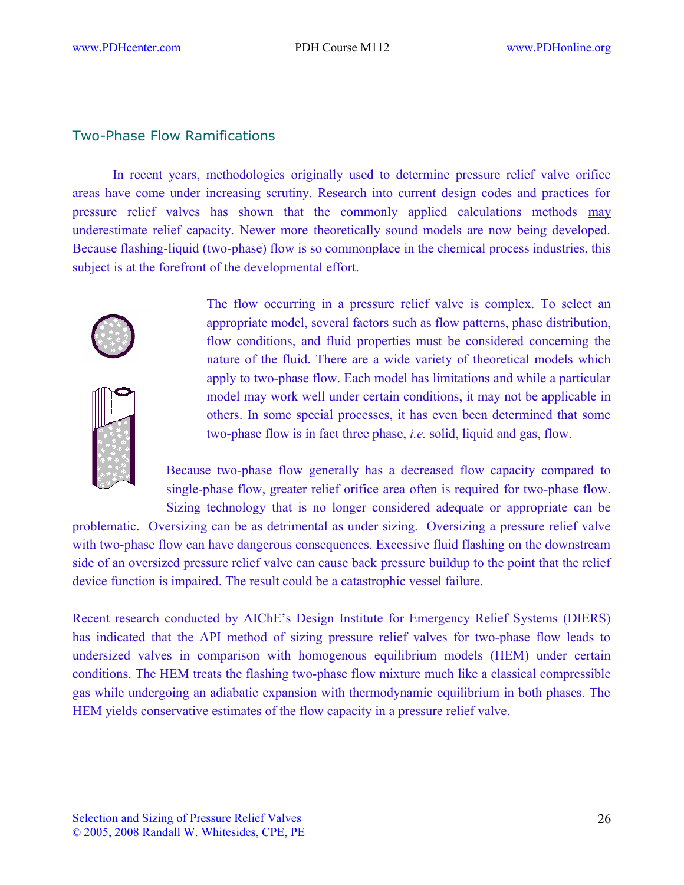## Two-Phase Flow Ramifications

In recent years, methodologies originally used to determine pressure relief valve orifice areas have come under increasing scrutiny. Research into current design codes and practices for pressure relief valves has shown that the commonly applied calculations methods may underestimate relief capacity. Newer more theoretically sound models are now being developed. Because flashing-liquid (two-phase) flow is so commonplace in the chemical process industries, this subject is at the forefront of the developmental effort.

The flow occurring in a pressure relief valve is complex. To select an appropriate model, several factors such as flow patterns, phase distribution, flow conditions, and fluid properties must be considered concerning the nature of the fluid. There are a wide variety of theoretical models which apply to two-phase flow. Each model has limitations and while a particular model may work well under certain conditions, it may not be applicable in others. In some special processes, it has even been determined that some two-phase flow is in fact three phase, *i.e.* solid, liquid and gas, flow.

Because two-phase flow generally has a decreased flow capacity compared to single-phase flow, greater relief orifice area often is required for two-phase flow. Sizing technology that is no longer considered adequate or appropriate can be problematic. Oversizing can be as detrimental as under sizing. Oversizing a pressure relief valve with two-phase flow can have dangerous consequences. Excessive fluid flashing on the downstream side of an oversized pressure relief valve can cause back pressure buildup to the point that the relief device function is impaired. The result could be a catastrophic vessel failure.

Recent research conducted by AIChE's Design Institute for Emergency Relief Systems (DIERS) has indicated that the API method of sizing pressure relief valves for two-phase flow leads to undersized valves in comparison with homogenous equilibrium models (HEM) under certain conditions. The HEM treats the flashing two-phase flow mixture much like a classical compressible gas while undergoing an adiabatic expansion with thermodynamic equilibrium in both phases. The HEM yields conservative estimates of the flow capacity in a pressure relief valve.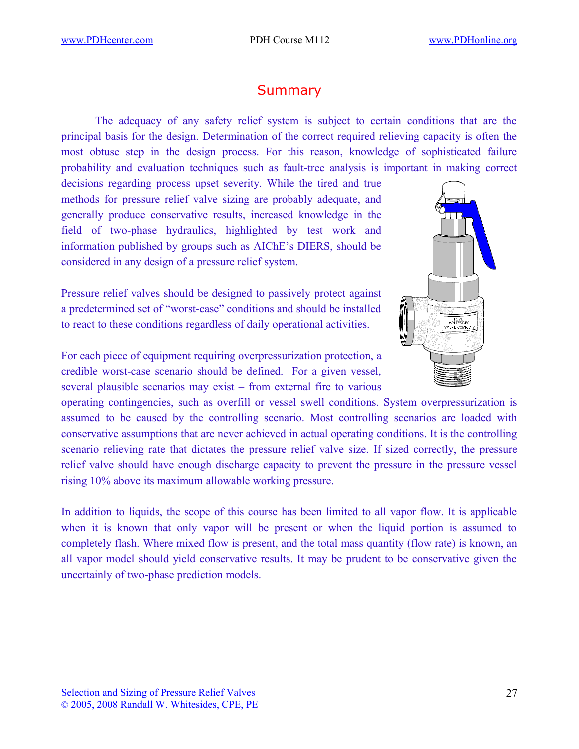## Summary

The adequacy of any safety relief system is subject to certain conditions that are the principal basis for the design. Determination of the correct required relieving capacity is often the most obtuse step in the design process. For this reason, knowledge of sophisticated failure probability and evaluation techniques such as fault-tree analysis is important in making correct decisions regarding process upset severity. While the tired and true methods for pressure relief valve sizing are probably adequate, and generally produce conservative results, increased knowledge in the field of two-phase hydraulics, highlighted by test work and information published by groups such as AIChE's DIERS, should be considered in any design of a pressure relief system.

Pressure relief valves should be designed to passively protect against a predetermined set of "worst-case" conditions and should be installed to react to these conditions regardless of daily operational activities.

For each piece of equipment requiring overpressurization protection, a credible worst-case scenario should be defined. For a given vessel, several plausible scenarios may exist – from external fire to various operating contingencies, such as overfill or vessel swell conditions. System overpressurization is assumed to be caused by the controlling scenario. Most controlling scenarios are loaded with conservative assumptions that are never achieved in actual operating conditions. It is the controlling scenario relieving rate that dictates the pressure relief valve size. If sized correctly, the pressure relief valve should have enough discharge capacity to prevent the pressure in the pressure vessel rising 10% above its maximum allowable working pressure.

In addition to liquids, the scope of this course has been limited to all vapor flow. It is applicable when it is known that only vapor will be present or when the liquid portion is assumed to completely flash. Where mixed flow is present, and the total mass quantity (flow rate) is known, an all vapor model should yield conservative results. It may be prudent to be conservative given the uncertainly of two-phase prediction models.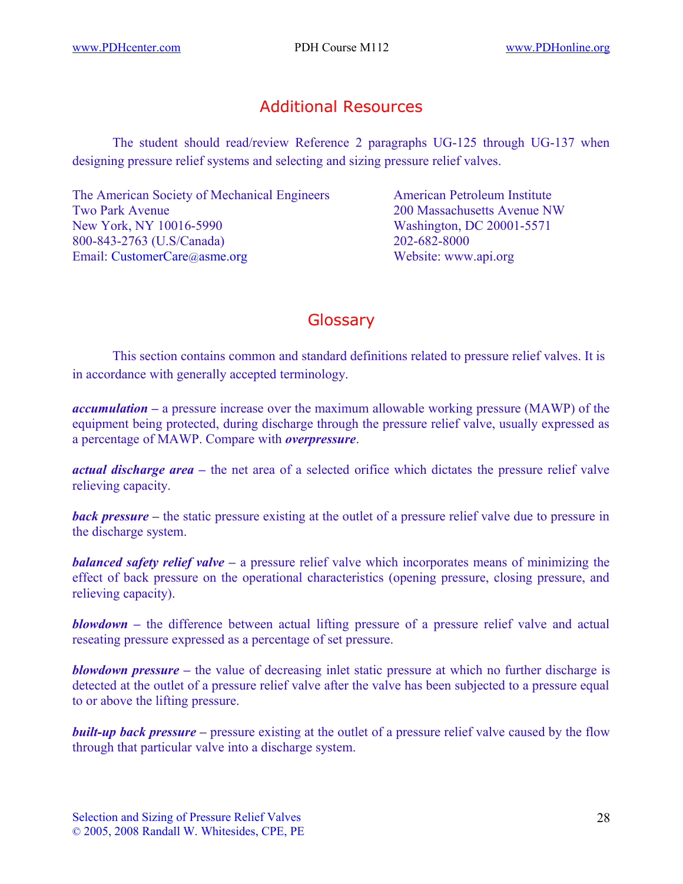## Additional Resources

The student should read/review Reference 2 paragraphs UG-125 through UG-137 when designing pressure relief systems and selecting and sizing pressure relief valves.

The American Society of Mechanical Engineers
Two Park Avenue
New York, NY 10016-5990
800-843-2763 (U.S/Canada)
Email: CustomerCare@asme.org

American Petroleum Institute
200 Massachusetts Avenue NW
Washington, DC 20001-5571
202-682-8000
Website: www.api.org

## Glossary

This section contains common and standard definitions related to pressure relief valves. It is in accordance with generally accepted terminology.

***accumulation*** – a pressure increase over the maximum allowable working pressure (MAWP) of the equipment being protected, during discharge through the pressure relief valve, usually expressed as a percentage of MAWP. Compare with ***overpressure***.

***actual discharge area*** – the net area of a selected orifice which dictates the pressure relief valve relieving capacity.

***back pressure*** – the static pressure existing at the outlet of a pressure relief valve due to pressure in the discharge system.

***balanced safety relief valve*** – a pressure relief valve which incorporates means of minimizing the effect of back pressure on the operational characteristics (opening pressure, closing pressure, and relieving capacity).

***blowdown*** – the difference between actual lifting pressure of a pressure relief valve and actual reseating pressure expressed as a percentage of set pressure.

***blowdown pressure*** – the value of decreasing inlet static pressure at which no further discharge is detected at the outlet of a pressure relief valve after the valve has been subjected to a pressure equal to or above the lifting pressure.

***built-up back pressure*** – pressure existing at the outlet of a pressure relief valve caused by the flow through that particular valve into a discharge system.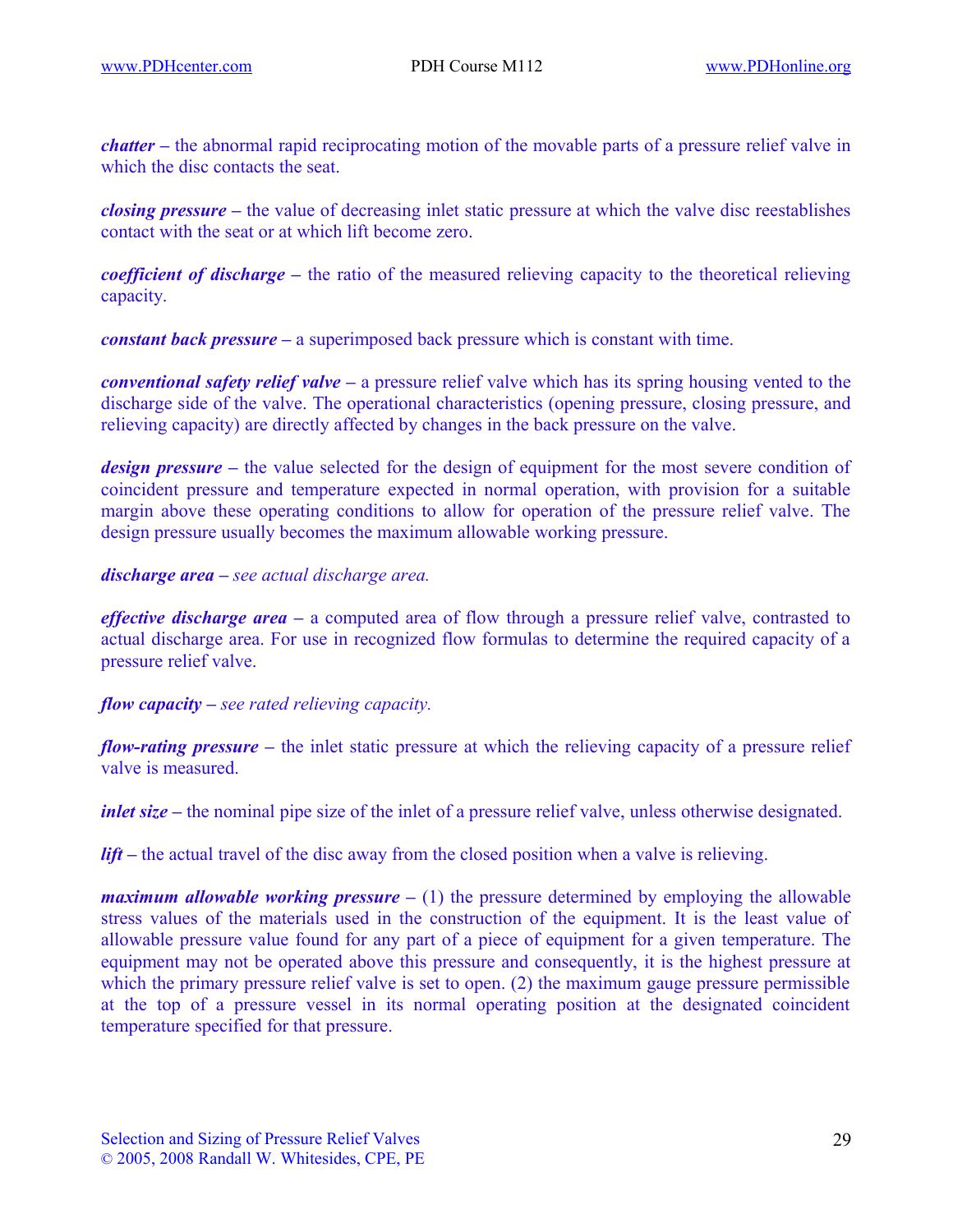***chatter*** **–** the abnormal rapid reciprocating motion of the movable parts of a pressure relief valve in which the disc contacts the seat.

***closing pressure*** **–** the value of decreasing inlet static pressure at which the valve disc reestablishes contact with the seat or at which lift become zero.

***coefficient of discharge*** **–** the ratio of the measured relieving capacity to the theoretical relieving capacity.

***constant back pressure*** **–** a superimposed back pressure which is constant with time.

***conventional safety relief valve*** **–** a pressure relief valve which has its spring housing vented to the discharge side of the valve. The operational characteristics (opening pressure, closing pressure, and relieving capacity) are directly affected by changes in the back pressure on the valve.

***design pressure*** **–** the value selected for the design of equipment for the most severe condition of coincident pressure and temperature expected in normal operation, with provision for a suitable margin above these operating conditions to allow for operation of the pressure relief valve. The design pressure usually becomes the maximum allowable working pressure.

***discharge area*** **–** *see actual discharge area.*

***effective discharge area*** **–** a computed area of flow through a pressure relief valve, contrasted to actual discharge area. For use in recognized flow formulas to determine the required capacity of a pressure relief valve.

***flow capacity*** **–** *see rated relieving capacity.*

***flow-rating pressure*** **–** the inlet static pressure at which the relieving capacity of a pressure relief valve is measured.

***inlet size*** **–** the nominal pipe size of the inlet of a pressure relief valve, unless otherwise designated.

***lift*** **–** the actual travel of the disc away from the closed position when a valve is relieving.

***maximum allowable working pressure*** **–** (1) the pressure determined by employing the allowable stress values of the materials used in the construction of the equipment. It is the least value of allowable pressure value found for any part of a piece of equipment for a given temperature. The equipment may not be operated above this pressure and consequently, it is the highest pressure at which the primary pressure relief valve is set to open. (2) the maximum gauge pressure permissible at the top of a pressure vessel in its normal operating position at the designated coincident temperature specified for that pressure.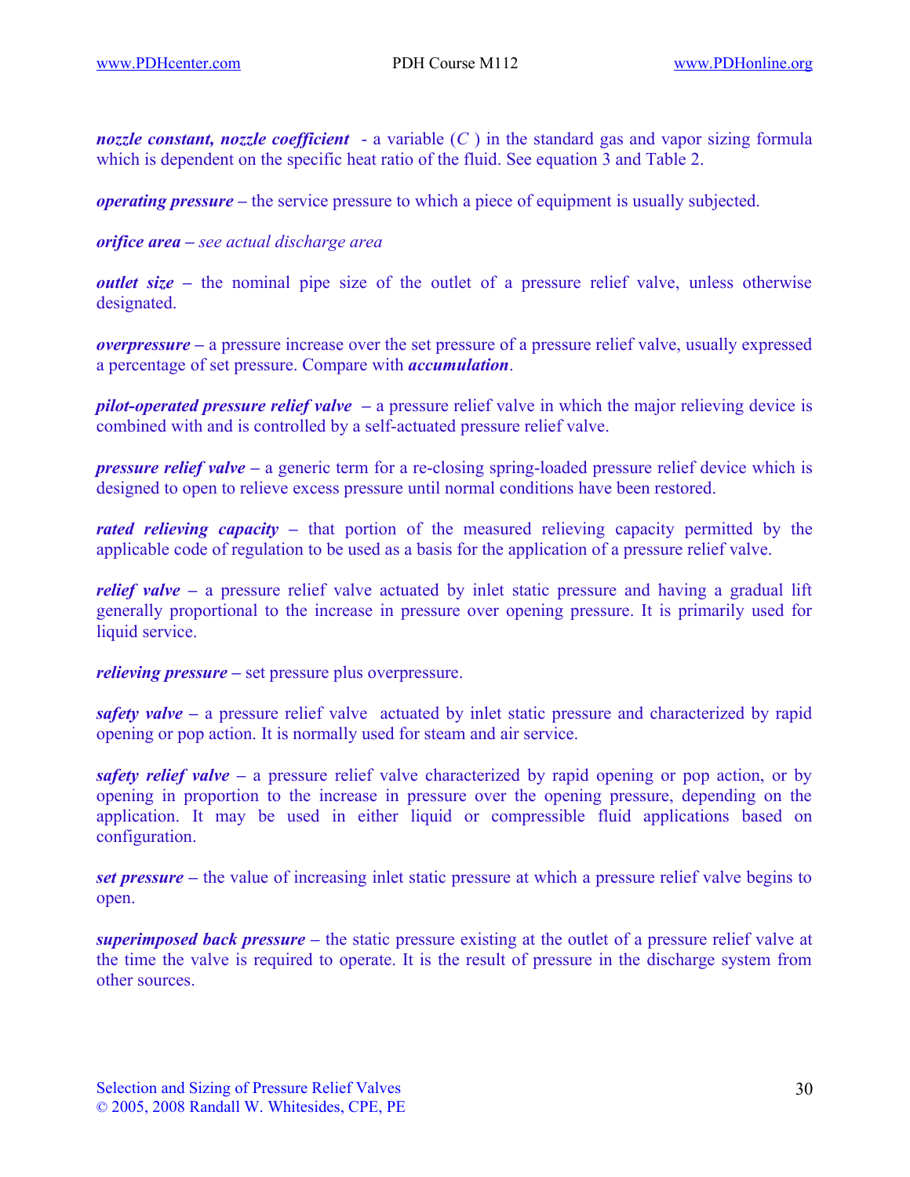***nozzle constant, nozzle coefficient*** - a variable ($C$ ) in the standard gas and vapor sizing formula which is dependent on the specific heat ratio of the fluid. See equation 3 and Table 2.

***operating pressure*** – the service pressure to which a piece of equipment is usually subjected.

***orifice area*** – *see actual discharge area*

***outlet size*** – the nominal pipe size of the outlet of a pressure relief valve, unless otherwise designated.

***overpressure*** – a pressure increase over the set pressure of a pressure relief valve, usually expressed a percentage of set pressure. Compare with ***accumulation***.

***pilot-operated pressure relief valve*** – a pressure relief valve in which the major relieving device is combined with and is controlled by a self-actuated pressure relief valve.

***pressure relief valve*** – a generic term for a re-closing spring-loaded pressure relief device which is designed to open to relieve excess pressure until normal conditions have been restored.

***rated relieving capacity*** – that portion of the measured relieving capacity permitted by the applicable code of regulation to be used as a basis for the application of a pressure relief valve.

***relief valve*** – a pressure relief valve actuated by inlet static pressure and having a gradual lift generally proportional to the increase in pressure over opening pressure. It is primarily used for liquid service.

***relieving pressure*** – set pressure plus overpressure.

***safety valve*** – a pressure relief valve actuated by inlet static pressure and characterized by rapid opening or pop action. It is normally used for steam and air service.

***safety relief valve*** – a pressure relief valve characterized by rapid opening or pop action, or by opening in proportion to the increase in pressure over the opening pressure, depending on the application. It may be used in either liquid or compressible fluid applications based on configuration.

***set pressure*** – the value of increasing inlet static pressure at which a pressure relief valve begins to open.

***superimposed back pressure*** – the static pressure existing at the outlet of a pressure relief valve at the time the valve is required to operate. It is the result of pressure in the discharge system from other sources.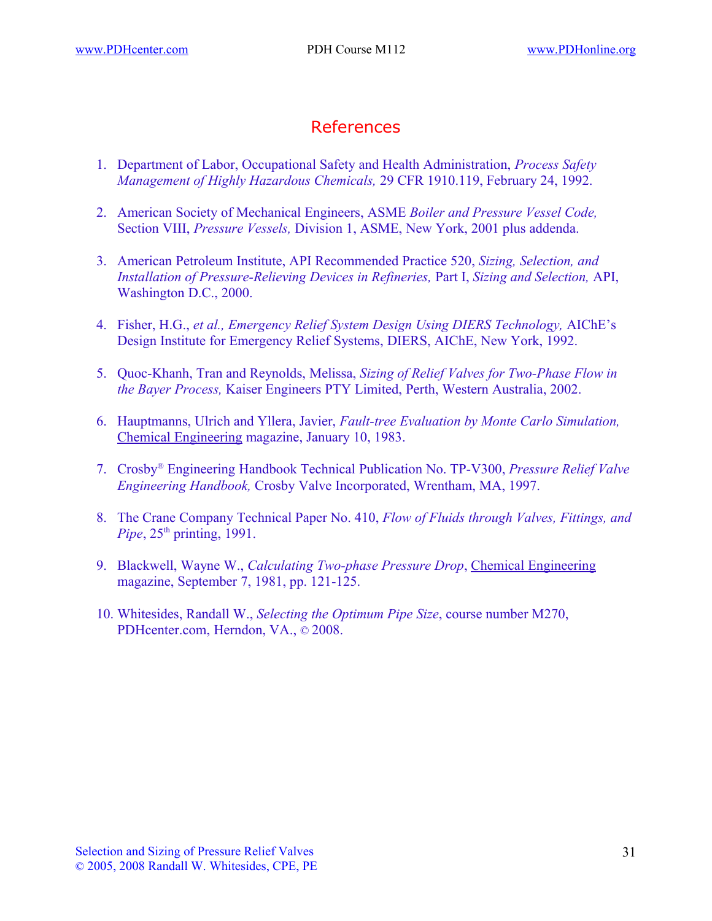# References

1. Department of Labor, Occupational Safety and Health Administration, *Process Safety Management of Highly Hazardous Chemicals,* 29 CFR 1910.119, February 24, 1992.

2. American Society of Mechanical Engineers, ASME *Boiler and Pressure Vessel Code,* Section VIII, *Pressure Vessels,* Division 1, ASME, New York, 2001 plus addenda.

3. American Petroleum Institute, API Recommended Practice 520, *Sizing, Selection, and Installation of Pressure-Relieving Devices in Refineries,* Part I, *Sizing and Selection,* API, Washington D.C., 2000.

4. Fisher, H.G., *et al., Emergency Relief System Design Using DIERS Technology,* AIChE's Design Institute for Emergency Relief Systems, DIERS, AIChE, New York, 1992.

5. Quoc-Khanh, Tran and Reynolds, Melissa, *Sizing of Relief Valves for Two-Phase Flow in the Bayer Process,* Kaiser Engineers PTY Limited, Perth, Western Australia, 2002.

6. Hauptmanns, Ulrich and Yllera, Javier, *Fault-tree Evaluation by Monte Carlo Simulation,* Chemical Engineering magazine, January 10, 1983.

7. Crosby® Engineering Handbook Technical Publication No. TP-V300, *Pressure Relief Valve Engineering Handbook,* Crosby Valve Incorporated, Wrentham, MA, 1997.

8. The Crane Company Technical Paper No. 410, *Flow of Fluids through Valves, Fittings, and Pipe*, 25th printing, 1991.

9. Blackwell, Wayne W., *Calculating Two-phase Pressure Drop*, Chemical Engineering magazine, September 7, 1981, pp. 121-125.

10. Whitesides, Randall W., *Selecting the Optimum Pipe Size*, course number M270, PDHcenter.com, Herndon, VA., © 2008.